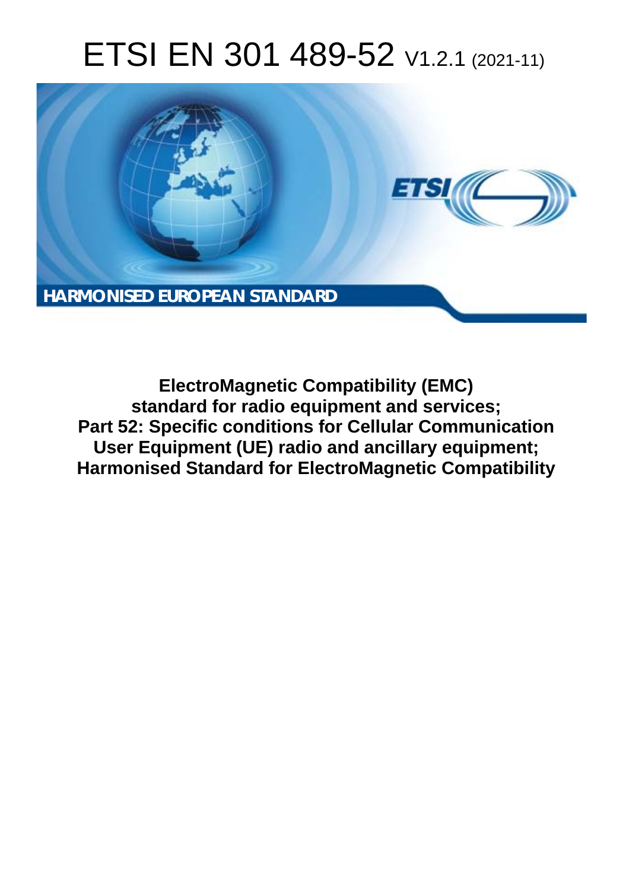# ETSI EN 301 489-52 V1.2.1 (2021-11)

**HARMONISED EUROPEAN STANDARD**

**ElectroMagnetic Compatibility (EMC) standard for radio equipment and services; Part 52: Specific conditions for Cellular Communication User Equipment (UE) radio and ancillary equipment; Harmonised Standard for ElectroMagnetic Compatibility**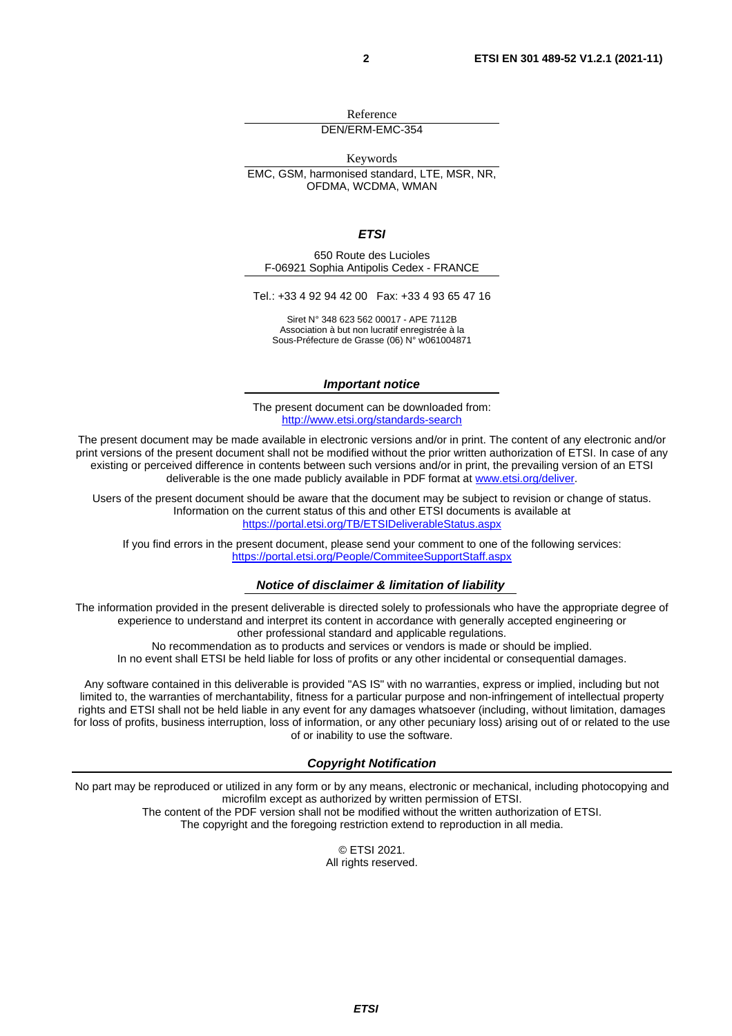Reference

DEN/ERM-EMC-354

Keywords

EMC, GSM, harmonised standard, LTE, MSR, NR, OFDMA, WCDMA, WMAN

***ETSI***

650 Route des Lucioles
F-06921 Sophia Antipolis Cedex - FRANCE

Tel.: +33 4 92 94 42 00   Fax: +33 4 93 65 47 16

Siret N° 348 623 562 00017 - APE 7112B
Association à but non lucratif enregistrée à la
Sous-Préfecture de Grasse (06) N° w061004871

***Important notice***

The present document can be downloaded from:
http://www.etsi.org/standards-search

The present document may be made available in electronic versions and/or in print. The content of any electronic and/or print versions of the present document shall not be modified without the prior written authorization of ETSI. In case of any existing or perceived difference in contents between such versions and/or in print, the prevailing version of an ETSI deliverable is the one made publicly available in PDF format at www.etsi.org/deliver.

Users of the present document should be aware that the document may be subject to revision or change of status. Information on the current status of this and other ETSI documents is available at
https://portal.etsi.org/TB/ETSIDeliverableStatus.aspx

If you find errors in the present document, please send your comment to one of the following services:
https://portal.etsi.org/People/CommiteeSupportStaff.aspx

***Notice of disclaimer & limitation of liability***

The information provided in the present deliverable is directed solely to professionals who have the appropriate degree of experience to understand and interpret its content in accordance with generally accepted engineering or other professional standard and applicable regulations.
No recommendation as to products and services or vendors is made or should be implied.
In no event shall ETSI be held liable for loss of profits or any other incidental or consequential damages.

Any software contained in this deliverable is provided "AS IS" with no warranties, express or implied, including but not limited to, the warranties of merchantability, fitness for a particular purpose and non-infringement of intellectual property rights and ETSI shall not be held liable in any event for any damages whatsoever (including, without limitation, damages for loss of profits, business interruption, loss of information, or any other pecuniary loss) arising out of or related to the use of or inability to use the software.

***Copyright Notification***

No part may be reproduced or utilized in any form or by any means, electronic or mechanical, including photocopying and microfilm except as authorized by written permission of ETSI.
The content of the PDF version shall not be modified without the written authorization of ETSI.
The copyright and the foregoing restriction extend to reproduction in all media.

© ETSI 2021.
All rights reserved.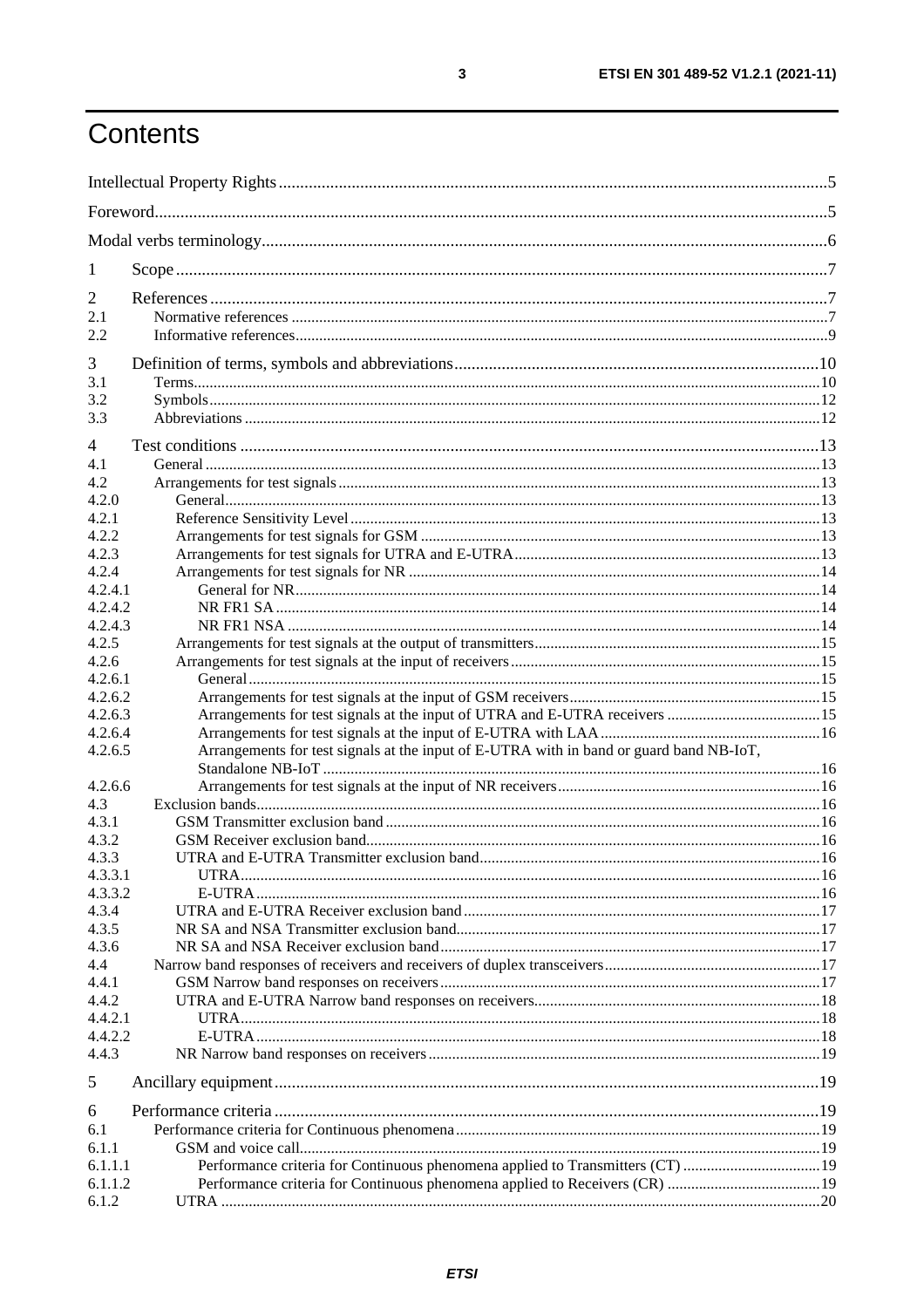# Contents

Intellectual Property Rights ... 5
Foreword ... 5
Modal verbs terminology ... 6

1 Scope ... 7

2 References ... 7
2.1 Normative references ... 7
2.2 Informative references ... 9

3 Definition of terms, symbols and abbreviations ... 10
3.1 Terms ... 10
3.2 Symbols ... 12
3.3 Abbreviations ... 12

4 Test conditions ... 13
4.1 General ... 13
4.2 Arrangements for test signals ... 13
4.2.0 General ... 13
4.2.1 Reference Sensitivity Level ... 13
4.2.2 Arrangements for test signals for GSM ... 13
4.2.3 Arrangements for test signals for UTRA and E-UTRA ... 13
4.2.4 Arrangements for test signals for NR ... 14
4.2.4.1 General for NR ... 14
4.2.4.2 NR FR1 SA ... 14
4.2.4.3 NR FR1 NSA ... 14
4.2.5 Arrangements for test signals at the output of transmitters ... 15
4.2.6 Arrangements for test signals at the input of receivers ... 15
4.2.6.1 General ... 15
4.2.6.2 Arrangements for test signals at the input of GSM receivers ... 15
4.2.6.3 Arrangements for test signals at the input of UTRA and E-UTRA receivers ... 15
4.2.6.4 Arrangements for test signals at the input of E-UTRA with LAA ... 16
4.2.6.5 Arrangements for test signals at the input of E-UTRA with in band or guard band NB-IoT, Standalone NB-IoT ... 16
4.2.6.6 Arrangements for test signals at the input of NR receivers ... 16
4.3 Exclusion bands ... 16
4.3.1 GSM Transmitter exclusion band ... 16
4.3.2 GSM Receiver exclusion band ... 16
4.3.3 UTRA and E-UTRA Transmitter exclusion band ... 16
4.3.3.1 UTRA ... 16
4.3.3.2 E-UTRA ... 16
4.3.4 UTRA and E-UTRA Receiver exclusion band ... 17
4.3.5 NR SA and NSA Transmitter exclusion band ... 17
4.3.6 NR SA and NSA Receiver exclusion band ... 17
4.4 Narrow band responses of receivers and receivers of duplex transceivers ... 17
4.4.1 GSM Narrow band responses on receivers ... 17
4.4.2 UTRA and E-UTRA Narrow band responses on receivers ... 18
4.4.2.1 UTRA ... 18
4.4.2.2 E-UTRA ... 18
4.4.3 NR Narrow band responses on receivers ... 19

5 Ancillary equipment ... 19

6 Performance criteria ... 19
6.1 Performance criteria for Continuous phenomena ... 19
6.1.1 GSM and voice call ... 19
6.1.1.1 Performance criteria for Continuous phenomena applied to Transmitters (CT) ... 19
6.1.1.2 Performance criteria for Continuous phenomena applied to Receivers (CR) ... 19
6.1.2 UTRA ... 20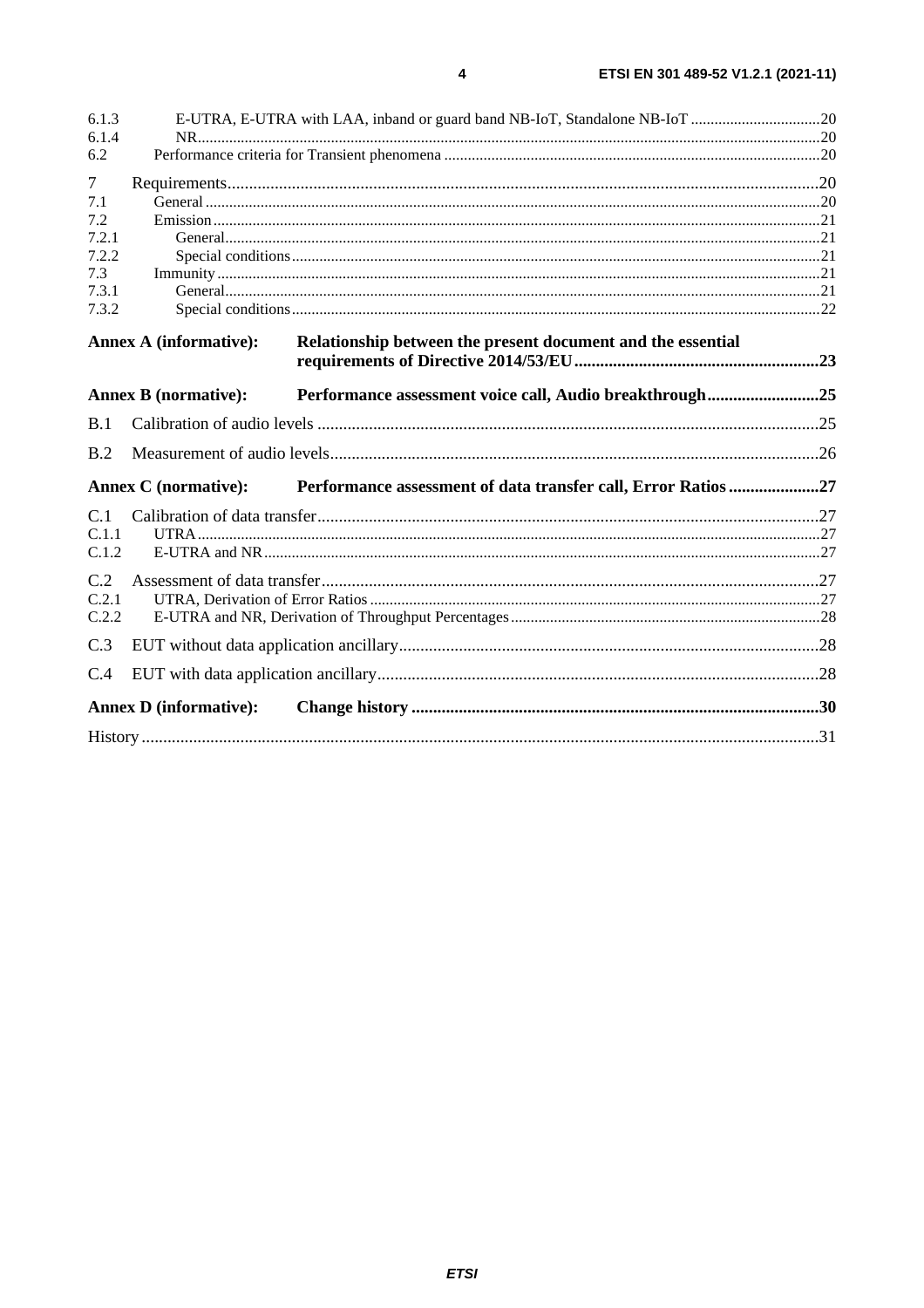6.1.3 E-UTRA, E-UTRA with LAA, inband or guard band NB-IoT, Standalone NB-IoT ....20
6.1.4 NR....20
6.2 Performance criteria for Transient phenomena ....20

7 Requirements....20
7.1 General ....20
7.2 Emission ....21
7.2.1 General....21
7.2.2 Special conditions....21
7.3 Immunity ....21
7.3.1 General....21
7.3.2 Special conditions....22

**Annex A (informative): Relationship between the present document and the essential requirements of Directive 2014/53/EU....23**

**Annex B (normative): Performance assessment voice call, Audio breakthrough....25**

B.1 Calibration of audio levels ....25

B.2 Measurement of audio levels....26

**Annex C (normative): Performance assessment of data transfer call, Error Ratios ....27**

C.1 Calibration of data transfer....27
C.1.1 UTRA....27
C.1.2 E-UTRA and NR....27

C.2 Assessment of data transfer....27
C.2.1 UTRA, Derivation of Error Ratios ....27
C.2.2 E-UTRA and NR, Derivation of Throughput Percentages....28

C.3 EUT without data application ancillary....28

C.4 EUT with data application ancillary....28

**Annex D (informative): Change history ....30**

History ....31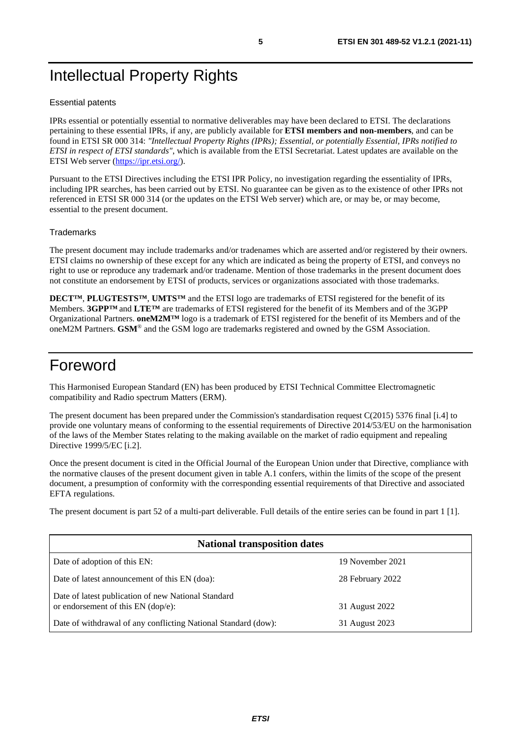# Intellectual Property Rights

## Essential patents

IPRs essential or potentially essential to normative deliverables may have been declared to ETSI. The declarations pertaining to these essential IPRs, if any, are publicly available for **ETSI members and non-members**, and can be found in ETSI SR 000 314: *"Intellectual Property Rights (IPRs); Essential, or potentially Essential, IPRs notified to ETSI in respect of ETSI standards"*, which is available from the ETSI Secretariat. Latest updates are available on the ETSI Web server (https://ipr.etsi.org/).

Pursuant to the ETSI Directives including the ETSI IPR Policy, no investigation regarding the essentiality of IPRs, including IPR searches, has been carried out by ETSI. No guarantee can be given as to the existence of other IPRs not referenced in ETSI SR 000 314 (or the updates on the ETSI Web server) which are, or may be, or may become, essential to the present document.

## Trademarks

The present document may include trademarks and/or tradenames which are asserted and/or registered by their owners. ETSI claims no ownership of these except for any which are indicated as being the property of ETSI, and conveys no right to use or reproduce any trademark and/or tradename. Mention of those trademarks in the present document does not constitute an endorsement by ETSI of products, services or organizations associated with those trademarks.

**DECT™**, **PLUGTESTS™**, **UMTS™** and the ETSI logo are trademarks of ETSI registered for the benefit of its Members. **3GPP™** and **LTE™** are trademarks of ETSI registered for the benefit of its Members and of the 3GPP Organizational Partners. **oneM2M™** logo is a trademark of ETSI registered for the benefit of its Members and of the oneM2M Partners. **GSM**® and the GSM logo are trademarks registered and owned by the GSM Association.

# Foreword

This Harmonised European Standard (EN) has been produced by ETSI Technical Committee Electromagnetic compatibility and Radio spectrum Matters (ERM).

The present document has been prepared under the Commission's standardisation request C(2015) 5376 final [i.4] to provide one voluntary means of conforming to the essential requirements of Directive 2014/53/EU on the harmonisation of the laws of the Member States relating to the making available on the market of radio equipment and repealing Directive 1999/5/EC [i.2].

Once the present document is cited in the Official Journal of the European Union under that Directive, compliance with the normative clauses of the present document given in table A.1 confers, within the limits of the scope of the present document, a presumption of conformity with the corresponding essential requirements of that Directive and associated EFTA regulations.

The present document is part 52 of a multi-part deliverable. Full details of the entire series can be found in part 1 [1].

| **National transposition dates** | |
|---|---|
| Date of adoption of this EN: | 19 November 2021 |
| Date of latest announcement of this EN (doa): | 28 February 2022 |
| Date of latest publication of new National Standard or endorsement of this EN (dop/e): | 31 August 2022 |
| Date of withdrawal of any conflicting National Standard (dow): | 31 August 2023 |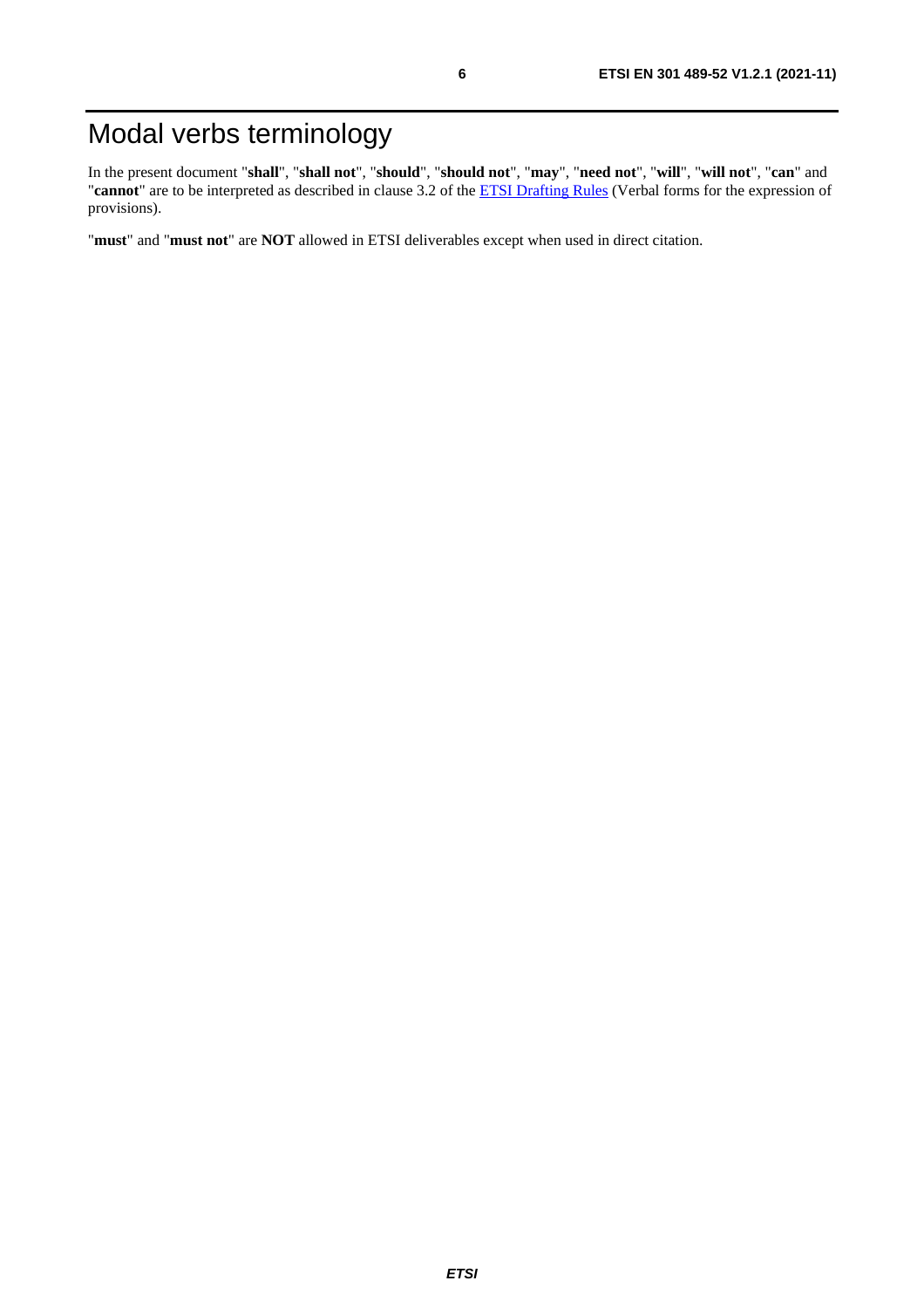# Modal verbs terminology

In the present document "**shall**", "**shall not**", "**should**", "**should not**", "**may**", "**need not**", "**will**", "**will not**", "**can**" and "**cannot**" are to be interpreted as described in clause 3.2 of the ETSI Drafting Rules (Verbal forms for the expression of provisions).

"**must**" and "**must not**" are **NOT** allowed in ETSI deliverables except when used in direct citation.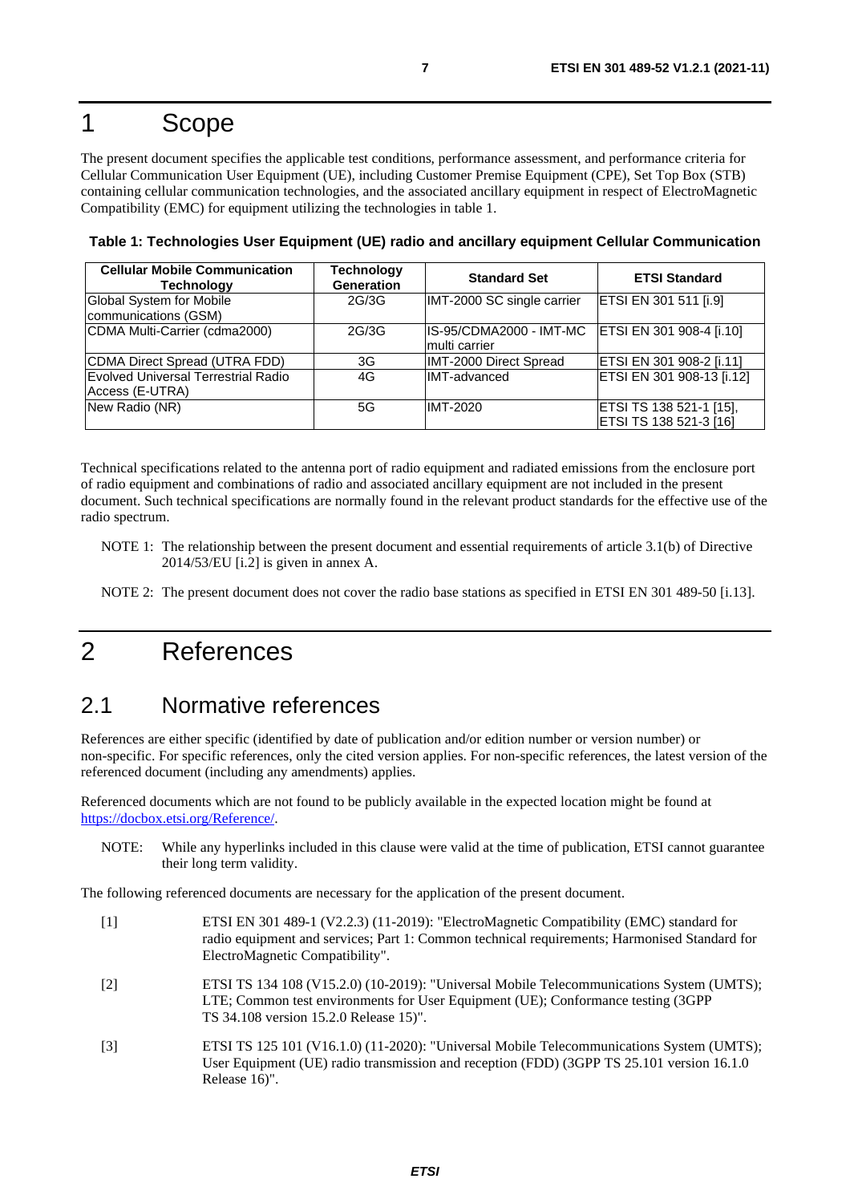# 1 Scope

The present document specifies the applicable test conditions, performance assessment, and performance criteria for Cellular Communication User Equipment (UE), including Customer Premise Equipment (CPE), Set Top Box (STB) containing cellular communication technologies, and the associated ancillary equipment in respect of ElectroMagnetic Compatibility (EMC) for equipment utilizing the technologies in table 1.

**Table 1: Technologies User Equipment (UE) radio and ancillary equipment Cellular Communication**

| Cellular Mobile Communication Technology | Technology Generation | Standard Set | ETSI Standard |
|---|---|---|---|
| Global System for Mobile communications (GSM) | 2G/3G | IMT-2000 SC single carrier | ETSI EN 301 511 [i.9] |
| CDMA Multi-Carrier (cdma2000) | 2G/3G | IS-95/CDMA2000 - IMT-MC multi carrier | ETSI EN 301 908-4 [i.10] |
| CDMA Direct Spread (UTRA FDD) | 3G | IMT-2000 Direct Spread | ETSI EN 301 908-2 [i.11] |
| Evolved Universal Terrestrial Radio Access (E-UTRA) | 4G | IMT-advanced | ETSI EN 301 908-13 [i.12] |
| New Radio (NR) | 5G | IMT-2020 | ETSI TS 138 521-1 [15], ETSI TS 138 521-3 [16] |

Technical specifications related to the antenna port of radio equipment and radiated emissions from the enclosure port of radio equipment and combinations of radio and associated ancillary equipment are not included in the present document. Such technical specifications are normally found in the relevant product standards for the effective use of the radio spectrum.

NOTE 1: The relationship between the present document and essential requirements of article 3.1(b) of Directive 2014/53/EU [i.2] is given in annex A.

NOTE 2: The present document does not cover the radio base stations as specified in ETSI EN 301 489-50 [i.13].

# 2 References

## 2.1 Normative references

References are either specific (identified by date of publication and/or edition number or version number) or non-specific. For specific references, only the cited version applies. For non-specific references, the latest version of the referenced document (including any amendments) applies.

Referenced documents which are not found to be publicly available in the expected location might be found at https://docbox.etsi.org/Reference/.

NOTE: While any hyperlinks included in this clause were valid at the time of publication, ETSI cannot guarantee their long term validity.

The following referenced documents are necessary for the application of the present document.

[1] ETSI EN 301 489-1 (V2.2.3) (11-2019): "ElectroMagnetic Compatibility (EMC) standard for radio equipment and services; Part 1: Common technical requirements; Harmonised Standard for ElectroMagnetic Compatibility".

[2] ETSI TS 134 108 (V15.2.0) (10-2019): "Universal Mobile Telecommunications System (UMTS); LTE; Common test environments for User Equipment (UE); Conformance testing (3GPP TS 34.108 version 15.2.0 Release 15)".

[3] ETSI TS 125 101 (V16.1.0) (11-2020): "Universal Mobile Telecommunications System (UMTS); User Equipment (UE) radio transmission and reception (FDD) (3GPP TS 25.101 version 16.1.0 Release 16)".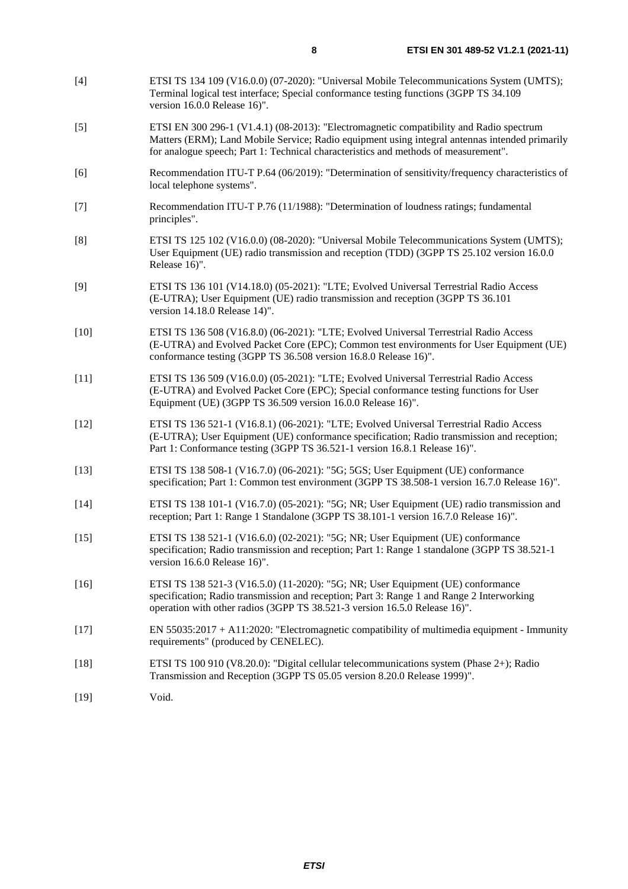[4] ETSI TS 134 109 (V16.0.0) (07-2020): "Universal Mobile Telecommunications System (UMTS); Terminal logical test interface; Special conformance testing functions (3GPP TS 34.109 version 16.0.0 Release 16)".

[5] ETSI EN 300 296-1 (V1.4.1) (08-2013): "Electromagnetic compatibility and Radio spectrum Matters (ERM); Land Mobile Service; Radio equipment using integral antennas intended primarily for analogue speech; Part 1: Technical characteristics and methods of measurement".

[6] Recommendation ITU-T P.64 (06/2019): "Determination of sensitivity/frequency characteristics of local telephone systems".

[7] Recommendation ITU-T P.76 (11/1988): "Determination of loudness ratings; fundamental principles".

[8] ETSI TS 125 102 (V16.0.0) (08-2020): "Universal Mobile Telecommunications System (UMTS); User Equipment (UE) radio transmission and reception (TDD) (3GPP TS 25.102 version 16.0.0 Release 16)".

[9] ETSI TS 136 101 (V14.18.0) (05-2021): "LTE; Evolved Universal Terrestrial Radio Access (E-UTRA); User Equipment (UE) radio transmission and reception (3GPP TS 36.101 version 14.18.0 Release 14)".

[10] ETSI TS 136 508 (V16.8.0) (06-2021): "LTE; Evolved Universal Terrestrial Radio Access (E-UTRA) and Evolved Packet Core (EPC); Common test environments for User Equipment (UE) conformance testing (3GPP TS 36.508 version 16.8.0 Release 16)".

[11] ETSI TS 136 509 (V16.0.0) (05-2021): "LTE; Evolved Universal Terrestrial Radio Access (E-UTRA) and Evolved Packet Core (EPC); Special conformance testing functions for User Equipment (UE) (3GPP TS 36.509 version 16.0.0 Release 16)".

[12] ETSI TS 136 521-1 (V16.8.1) (06-2021): "LTE; Evolved Universal Terrestrial Radio Access (E-UTRA); User Equipment (UE) conformance specification; Radio transmission and reception; Part 1: Conformance testing (3GPP TS 36.521-1 version 16.8.1 Release 16)".

[13] ETSI TS 138 508-1 (V16.7.0) (06-2021): "5G; 5GS; User Equipment (UE) conformance specification; Part 1: Common test environment (3GPP TS 38.508-1 version 16.7.0 Release 16)".

[14] ETSI TS 138 101-1 (V16.7.0) (05-2021): "5G; NR; User Equipment (UE) radio transmission and reception; Part 1: Range 1 Standalone (3GPP TS 38.101-1 version 16.7.0 Release 16)".

[15] ETSI TS 138 521-1 (V16.6.0) (02-2021): "5G; NR; User Equipment (UE) conformance specification; Radio transmission and reception; Part 1: Range 1 standalone (3GPP TS 38.521-1 version 16.6.0 Release 16)".

[16] ETSI TS 138 521-3 (V16.5.0) (11-2020): "5G; NR; User Equipment (UE) conformance specification; Radio transmission and reception; Part 3: Range 1 and Range 2 Interworking operation with other radios (3GPP TS 38.521-3 version 16.5.0 Release 16)".

[17] EN 55035:2017 + A11:2020: "Electromagnetic compatibility of multimedia equipment - Immunity requirements" (produced by CENELEC).

[18] ETSI TS 100 910 (V8.20.0): "Digital cellular telecommunications system (Phase 2+); Radio Transmission and Reception (3GPP TS 05.05 version 8.20.0 Release 1999)".

[19] Void.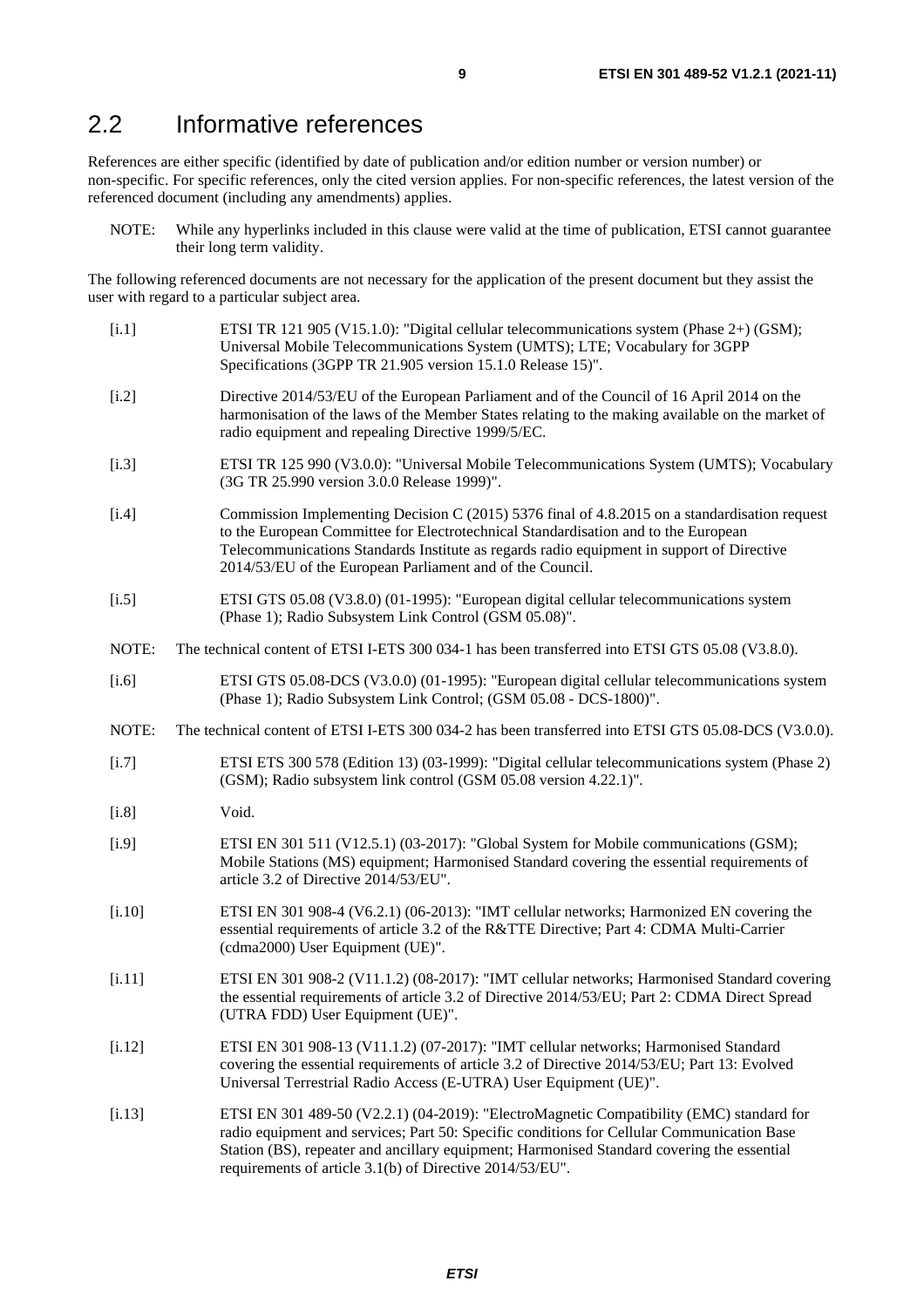## 2.2 Informative references

References are either specific (identified by date of publication and/or edition number or version number) or non-specific. For specific references, only the cited version applies. For non-specific references, the latest version of the referenced document (including any amendments) applies.

NOTE: While any hyperlinks included in this clause were valid at the time of publication, ETSI cannot guarantee their long term validity.

The following referenced documents are not necessary for the application of the present document but they assist the user with regard to a particular subject area.

[i.1] ETSI TR 121 905 (V15.1.0): "Digital cellular telecommunications system (Phase 2+) (GSM); Universal Mobile Telecommunications System (UMTS); LTE; Vocabulary for 3GPP Specifications (3GPP TR 21.905 version 15.1.0 Release 15)".

[i.2] Directive 2014/53/EU of the European Parliament and of the Council of 16 April 2014 on the harmonisation of the laws of the Member States relating to the making available on the market of radio equipment and repealing Directive 1999/5/EC.

[i.3] ETSI TR 125 990 (V3.0.0): "Universal Mobile Telecommunications System (UMTS); Vocabulary (3G TR 25.990 version 3.0.0 Release 1999)".

[i.4] Commission Implementing Decision C (2015) 5376 final of 4.8.2015 on a standardisation request to the European Committee for Electrotechnical Standardisation and to the European Telecommunications Standards Institute as regards radio equipment in support of Directive 2014/53/EU of the European Parliament and of the Council.

[i.5] ETSI GTS 05.08 (V3.8.0) (01-1995): "European digital cellular telecommunications system (Phase 1); Radio Subsystem Link Control (GSM 05.08)".

NOTE: The technical content of ETSI I-ETS 300 034-1 has been transferred into ETSI GTS 05.08 (V3.8.0).

[i.6] ETSI GTS 05.08-DCS (V3.0.0) (01-1995): "European digital cellular telecommunications system (Phase 1); Radio Subsystem Link Control; (GSM 05.08 - DCS-1800)".

NOTE: The technical content of ETSI I-ETS 300 034-2 has been transferred into ETSI GTS 05.08-DCS (V3.0.0).

[i.7] ETSI ETS 300 578 (Edition 13) (03-1999): "Digital cellular telecommunications system (Phase 2) (GSM); Radio subsystem link control (GSM 05.08 version 4.22.1)".

[i.8] Void.

[i.9] ETSI EN 301 511 (V12.5.1) (03-2017): "Global System for Mobile communications (GSM); Mobile Stations (MS) equipment; Harmonised Standard covering the essential requirements of article 3.2 of Directive 2014/53/EU".

[i.10] ETSI EN 301 908-4 (V6.2.1) (06-2013): "IMT cellular networks; Harmonized EN covering the essential requirements of article 3.2 of the R&TTE Directive; Part 4: CDMA Multi-Carrier (cdma2000) User Equipment (UE)".

[i.11] ETSI EN 301 908-2 (V11.1.2) (08-2017): "IMT cellular networks; Harmonised Standard covering the essential requirements of article 3.2 of Directive 2014/53/EU; Part 2: CDMA Direct Spread (UTRA FDD) User Equipment (UE)".

[i.12] ETSI EN 301 908-13 (V11.1.2) (07-2017): "IMT cellular networks; Harmonised Standard covering the essential requirements of article 3.2 of Directive 2014/53/EU; Part 13: Evolved Universal Terrestrial Radio Access (E-UTRA) User Equipment (UE)".

[i.13] ETSI EN 301 489-50 (V2.2.1) (04-2019): "ElectroMagnetic Compatibility (EMC) standard for radio equipment and services; Part 50: Specific conditions for Cellular Communication Base Station (BS), repeater and ancillary equipment; Harmonised Standard covering the essential requirements of article 3.1(b) of Directive 2014/53/EU".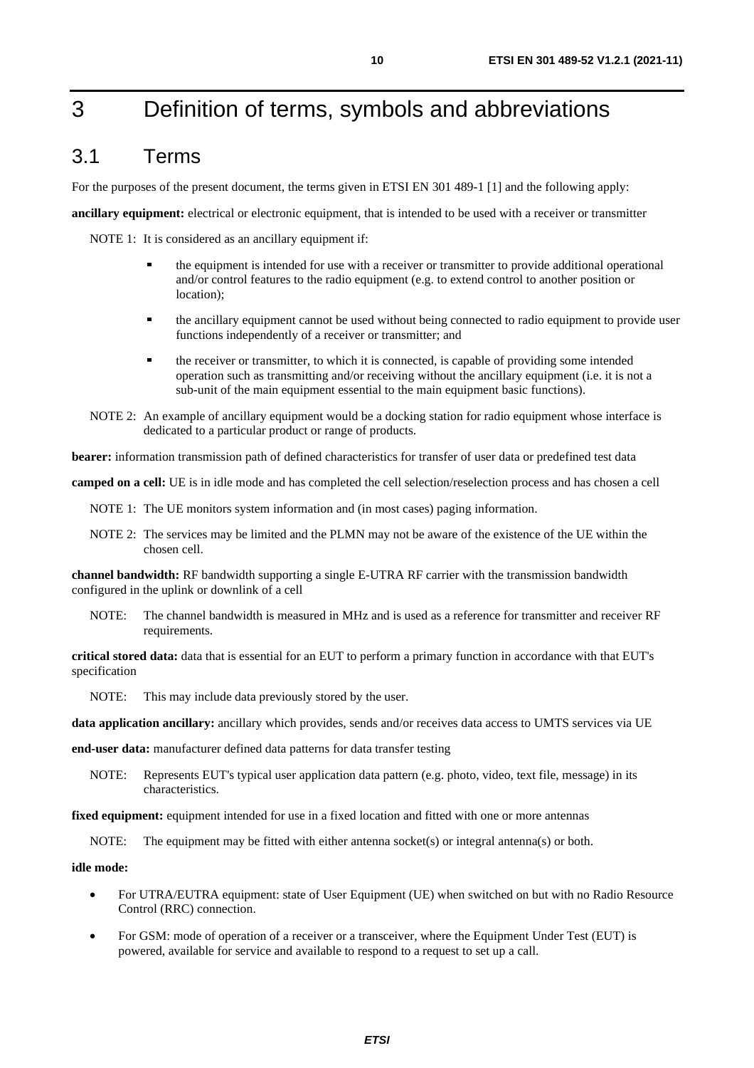# 3 Definition of terms, symbols and abbreviations

## 3.1 Terms

For the purposes of the present document, the terms given in ETSI EN 301 489-1 [1] and the following apply:

**ancillary equipment:** electrical or electronic equipment, that is intended to be used with a receiver or transmitter

NOTE 1: It is considered as an ancillary equipment if:

- the equipment is intended for use with a receiver or transmitter to provide additional operational and/or control features to the radio equipment (e.g. to extend control to another position or location);
- the ancillary equipment cannot be used without being connected to radio equipment to provide user functions independently of a receiver or transmitter; and
- the receiver or transmitter, to which it is connected, is capable of providing some intended operation such as transmitting and/or receiving without the ancillary equipment (i.e. it is not a sub-unit of the main equipment essential to the main equipment basic functions).

NOTE 2: An example of ancillary equipment would be a docking station for radio equipment whose interface is dedicated to a particular product or range of products.

**bearer:** information transmission path of defined characteristics for transfer of user data or predefined test data

**camped on a cell:** UE is in idle mode and has completed the cell selection/reselection process and has chosen a cell

NOTE 1: The UE monitors system information and (in most cases) paging information.

NOTE 2: The services may be limited and the PLMN may not be aware of the existence of the UE within the chosen cell.

**channel bandwidth:** RF bandwidth supporting a single E-UTRA RF carrier with the transmission bandwidth configured in the uplink or downlink of a cell

NOTE: The channel bandwidth is measured in MHz and is used as a reference for transmitter and receiver RF requirements.

**critical stored data:** data that is essential for an EUT to perform a primary function in accordance with that EUT's specification

NOTE: This may include data previously stored by the user.

**data application ancillary:** ancillary which provides, sends and/or receives data access to UMTS services via UE

**end-user data:** manufacturer defined data patterns for data transfer testing

NOTE: Represents EUT's typical user application data pattern (e.g. photo, video, text file, message) in its characteristics.

**fixed equipment:** equipment intended for use in a fixed location and fitted with one or more antennas

NOTE: The equipment may be fitted with either antenna socket(s) or integral antenna(s) or both.

**idle mode:**

- For UTRA/EUTRA equipment: state of User Equipment (UE) when switched on but with no Radio Resource Control (RRC) connection.
- For GSM: mode of operation of a receiver or a transceiver, where the Equipment Under Test (EUT) is powered, available for service and available to respond to a request to set up a call.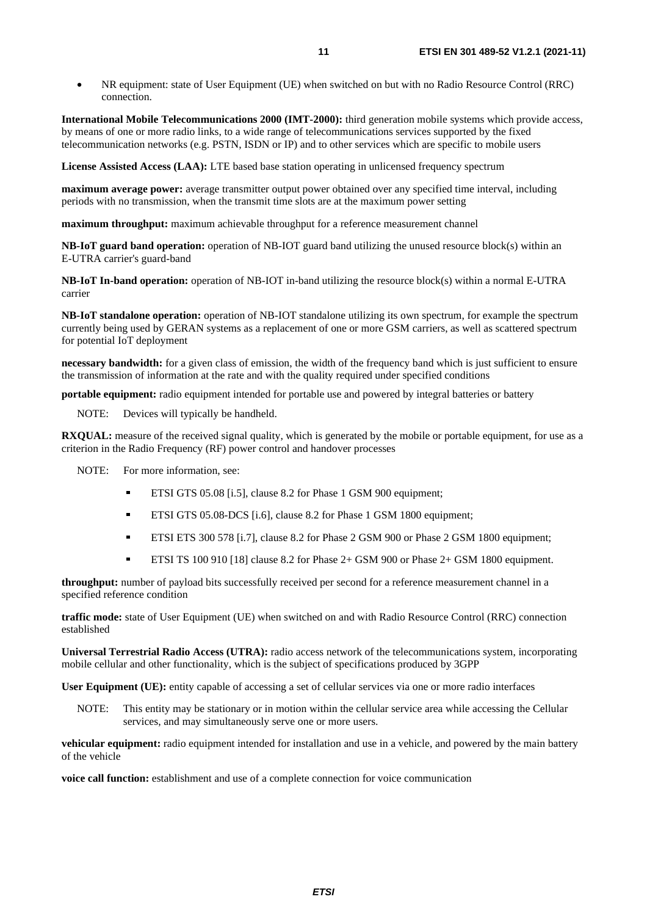- NR equipment: state of User Equipment (UE) when switched on but with no Radio Resource Control (RRC) connection.

**International Mobile Telecommunications 2000 (IMT-2000):** third generation mobile systems which provide access, by means of one or more radio links, to a wide range of telecommunications services supported by the fixed telecommunication networks (e.g. PSTN, ISDN or IP) and to other services which are specific to mobile users

**License Assisted Access (LAA):** LTE based base station operating in unlicensed frequency spectrum

**maximum average power:** average transmitter output power obtained over any specified time interval, including periods with no transmission, when the transmit time slots are at the maximum power setting

**maximum throughput:** maximum achievable throughput for a reference measurement channel

**NB-IoT guard band operation:** operation of NB-IOT guard band utilizing the unused resource block(s) within an E-UTRA carrier's guard-band

**NB-IoT In-band operation:** operation of NB-IOT in-band utilizing the resource block(s) within a normal E-UTRA carrier

**NB-IoT standalone operation:** operation of NB-IOT standalone utilizing its own spectrum, for example the spectrum currently being used by GERAN systems as a replacement of one or more GSM carriers, as well as scattered spectrum for potential IoT deployment

**necessary bandwidth:** for a given class of emission, the width of the frequency band which is just sufficient to ensure the transmission of information at the rate and with the quality required under specified conditions

**portable equipment:** radio equipment intended for portable use and powered by integral batteries or battery

NOTE: Devices will typically be handheld.

**RXQUAL:** measure of the received signal quality, which is generated by the mobile or portable equipment, for use as a criterion in the Radio Frequency (RF) power control and handover processes

NOTE: For more information, see:

- ETSI GTS 05.08 [i.5], clause 8.2 for Phase 1 GSM 900 equipment;
- ETSI GTS 05.08-DCS [i.6], clause 8.2 for Phase 1 GSM 1800 equipment;
- ETSI ETS 300 578 [i.7], clause 8.2 for Phase 2 GSM 900 or Phase 2 GSM 1800 equipment;
- ETSI TS 100 910 [18] clause 8.2 for Phase 2+ GSM 900 or Phase 2+ GSM 1800 equipment.

**throughput:** number of payload bits successfully received per second for a reference measurement channel in a specified reference condition

**traffic mode:** state of User Equipment (UE) when switched on and with Radio Resource Control (RRC) connection established

**Universal Terrestrial Radio Access (UTRA):** radio access network of the telecommunications system, incorporating mobile cellular and other functionality, which is the subject of specifications produced by 3GPP

**User Equipment (UE):** entity capable of accessing a set of cellular services via one or more radio interfaces

NOTE: This entity may be stationary or in motion within the cellular service area while accessing the Cellular services, and may simultaneously serve one or more users.

**vehicular equipment:** radio equipment intended for installation and use in a vehicle, and powered by the main battery of the vehicle

**voice call function:** establishment and use of a complete connection for voice communication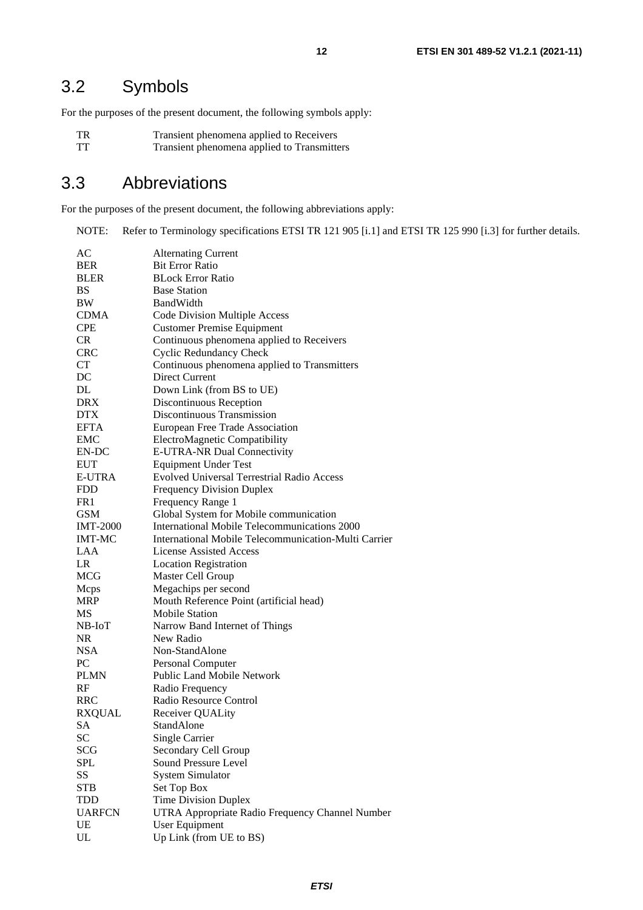## 3.2 Symbols

For the purposes of the present document, the following symbols apply:

| | |
|---|---|
| TR | Transient phenomena applied to Receivers |
| TT | Transient phenomena applied to Transmitters |

## 3.3 Abbreviations

For the purposes of the present document, the following abbreviations apply:

NOTE: Refer to Terminology specifications ETSI TR 121 905 [i.1] and ETSI TR 125 990 [i.3] for further details.

| | |
|---|---|
| AC | Alternating Current |
| BER | Bit Error Ratio |
| BLER | BLock Error Ratio |
| BS | Base Station |
| BW | BandWidth |
| CDMA | Code Division Multiple Access |
| CPE | Customer Premise Equipment |
| CR | Continuous phenomena applied to Receivers |
| CRC | Cyclic Redundancy Check |
| CT | Continuous phenomena applied to Transmitters |
| DC | Direct Current |
| DL | Down Link (from BS to UE) |
| DRX | Discontinuous Reception |
| DTX | Discontinuous Transmission |
| EFTA | European Free Trade Association |
| EMC | ElectroMagnetic Compatibility |
| EN-DC | E-UTRA-NR Dual Connectivity |
| EUT | Equipment Under Test |
| E-UTRA | Evolved Universal Terrestrial Radio Access |
| FDD | Frequency Division Duplex |
| FR1 | Frequency Range 1 |
| GSM | Global System for Mobile communication |
| IMT-2000 | International Mobile Telecommunications 2000 |
| IMT-MC | International Mobile Telecommunication-Multi Carrier |
| LAA | License Assisted Access |
| LR | Location Registration |
| MCG | Master Cell Group |
| Mcps | Megachips per second |
| MRP | Mouth Reference Point (artificial head) |
| MS | Mobile Station |
| NB-IoT | Narrow Band Internet of Things |
| NR | New Radio |
| NSA | Non-StandAlone |
| PC | Personal Computer |
| PLMN | Public Land Mobile Network |
| RF | Radio Frequency |
| RRC | Radio Resource Control |
| RXQUAL | Receiver QUALity |
| SA | StandAlone |
| SC | Single Carrier |
| SCG | Secondary Cell Group |
| SPL | Sound Pressure Level |
| SS | System Simulator |
| STB | Set Top Box |
| TDD | Time Division Duplex |
| UARFCN | UTRA Appropriate Radio Frequency Channel Number |
| UE | User Equipment |
| UL | Up Link (from UE to BS) |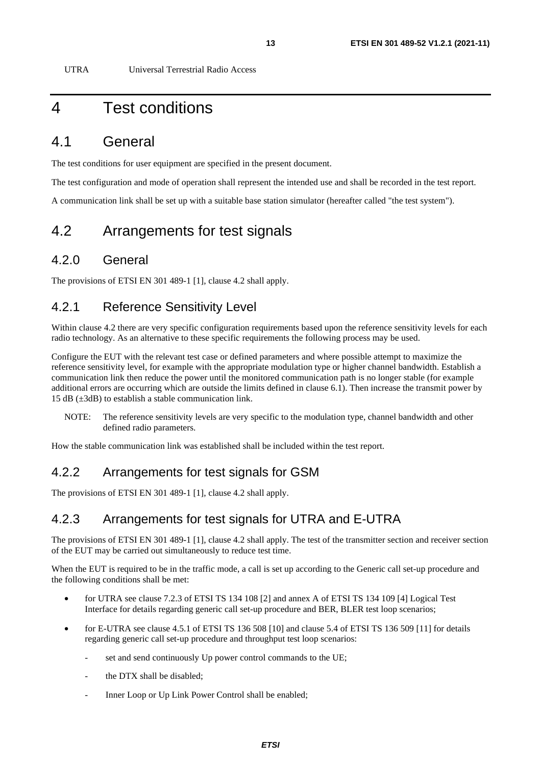UTRA Universal Terrestrial Radio Access

# 4 Test conditions

## 4.1 General

The test conditions for user equipment are specified in the present document.

The test configuration and mode of operation shall represent the intended use and shall be recorded in the test report.

A communication link shall be set up with a suitable base station simulator (hereafter called "the test system").

## 4.2 Arrangements for test signals

### 4.2.0 General

The provisions of ETSI EN 301 489-1 [1], clause 4.2 shall apply.

### 4.2.1 Reference Sensitivity Level

Within clause 4.2 there are very specific configuration requirements based upon the reference sensitivity levels for each radio technology. As an alternative to these specific requirements the following process may be used.

Configure the EUT with the relevant test case or defined parameters and where possible attempt to maximize the reference sensitivity level, for example with the appropriate modulation type or higher channel bandwidth. Establish a communication link then reduce the power until the monitored communication path is no longer stable (for example additional errors are occurring which are outside the limits defined in clause 6.1). Then increase the transmit power by 15 dB (±3dB) to establish a stable communication link.

NOTE: The reference sensitivity levels are very specific to the modulation type, channel bandwidth and other defined radio parameters.

How the stable communication link was established shall be included within the test report.

### 4.2.2 Arrangements for test signals for GSM

The provisions of ETSI EN 301 489-1 [1], clause 4.2 shall apply.

### 4.2.3 Arrangements for test signals for UTRA and E-UTRA

The provisions of ETSI EN 301 489-1 [1], clause 4.2 shall apply. The test of the transmitter section and receiver section of the EUT may be carried out simultaneously to reduce test time.

When the EUT is required to be in the traffic mode, a call is set up according to the Generic call set-up procedure and the following conditions shall be met:

- for UTRA see clause 7.2.3 of ETSI TS 134 108 [2] and annex A of ETSI TS 134 109 [4] Logical Test Interface for details regarding generic call set-up procedure and BER, BLER test loop scenarios;
- for E-UTRA see clause 4.5.1 of ETSI TS 136 508 [10] and clause 5.4 of ETSI TS 136 509 [11] for details regarding generic call set-up procedure and throughput test loop scenarios:
  - set and send continuously Up power control commands to the UE;
  - the DTX shall be disabled;
  - Inner Loop or Up Link Power Control shall be enabled;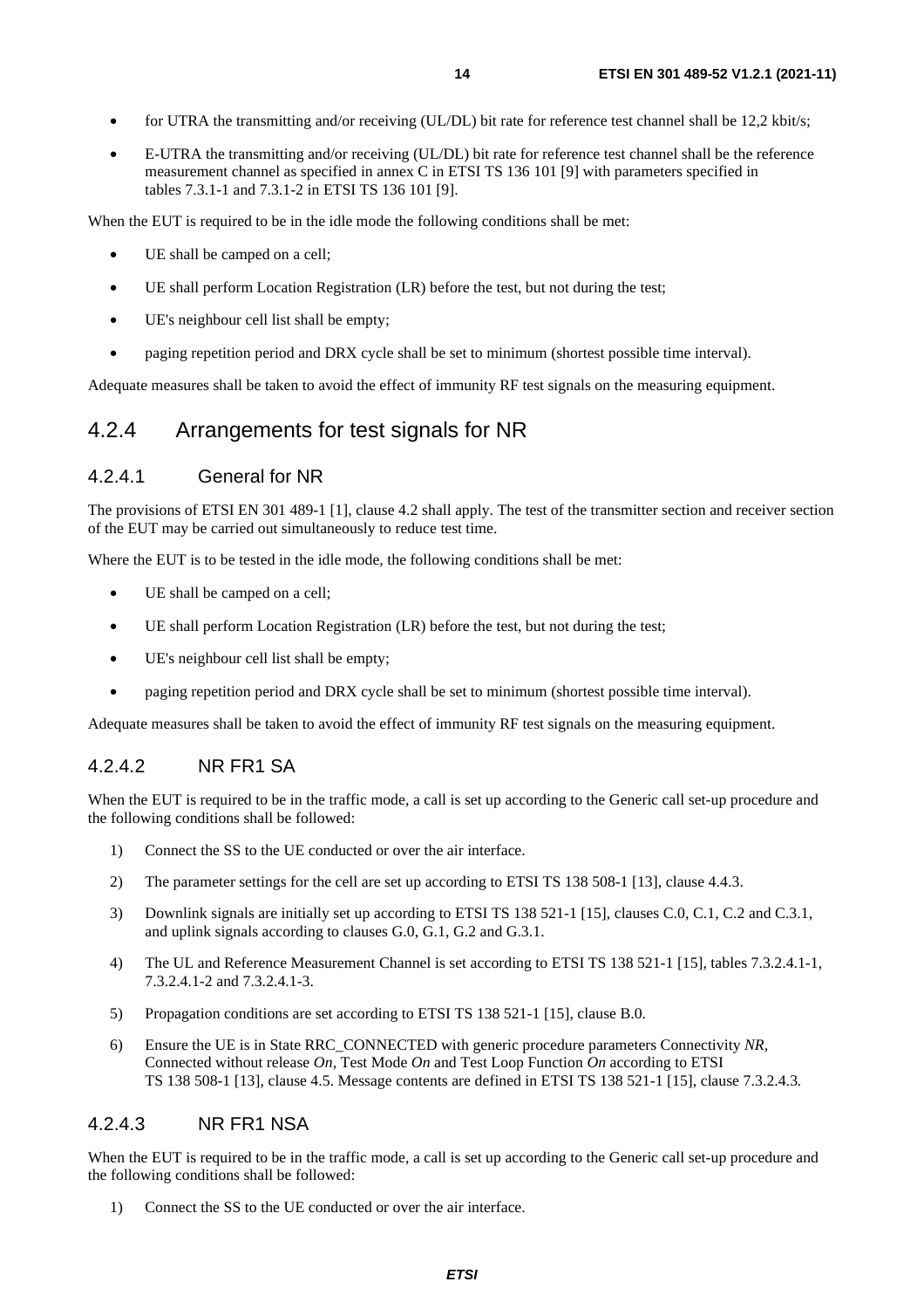- for UTRA the transmitting and/or receiving (UL/DL) bit rate for reference test channel shall be 12,2 kbit/s;
- E-UTRA the transmitting and/or receiving (UL/DL) bit rate for reference test channel shall be the reference measurement channel as specified in annex C in ETSI TS 136 101 [9] with parameters specified in tables 7.3.1-1 and 7.3.1-2 in ETSI TS 136 101 [9].

When the EUT is required to be in the idle mode the following conditions shall be met:

- UE shall be camped on a cell;
- UE shall perform Location Registration (LR) before the test, but not during the test;
- UE's neighbour cell list shall be empty;
- paging repetition period and DRX cycle shall be set to minimum (shortest possible time interval).

Adequate measures shall be taken to avoid the effect of immunity RF test signals on the measuring equipment.

## 4.2.4 Arrangements for test signals for NR

### 4.2.4.1 General for NR

The provisions of ETSI EN 301 489-1 [1], clause 4.2 shall apply. The test of the transmitter section and receiver section of the EUT may be carried out simultaneously to reduce test time.

Where the EUT is to be tested in the idle mode, the following conditions shall be met:

- UE shall be camped on a cell;
- UE shall perform Location Registration (LR) before the test, but not during the test;
- UE's neighbour cell list shall be empty;
- paging repetition period and DRX cycle shall be set to minimum (shortest possible time interval).

Adequate measures shall be taken to avoid the effect of immunity RF test signals on the measuring equipment.

### 4.2.4.2 NR FR1 SA

When the EUT is required to be in the traffic mode, a call is set up according to the Generic call set-up procedure and the following conditions shall be followed:

1) Connect the SS to the UE conducted or over the air interface.
2) The parameter settings for the cell are set up according to ETSI TS 138 508-1 [13], clause 4.4.3.
3) Downlink signals are initially set up according to ETSI TS 138 521-1 [15], clauses C.0, C.1, C.2 and C.3.1, and uplink signals according to clauses G.0, G.1, G.2 and G.3.1.
4) The UL and Reference Measurement Channel is set according to ETSI TS 138 521-1 [15], tables 7.3.2.4.1-1, 7.3.2.4.1-2 and 7.3.2.4.1-3.
5) Propagation conditions are set according to ETSI TS 138 521-1 [15], clause B.0.
6) Ensure the UE is in State RRC_CONNECTED with generic procedure parameters Connectivity *NR*, Connected without release *On*, Test Mode *On* and Test Loop Function *On* according to ETSI TS 138 508-1 [13], clause 4.5. Message contents are defined in ETSI TS 138 521-1 [15], clause 7.3.2.4.3*.*

### 4.2.4.3 NR FR1 NSA

When the EUT is required to be in the traffic mode, a call is set up according to the Generic call set-up procedure and the following conditions shall be followed:

1) Connect the SS to the UE conducted or over the air interface.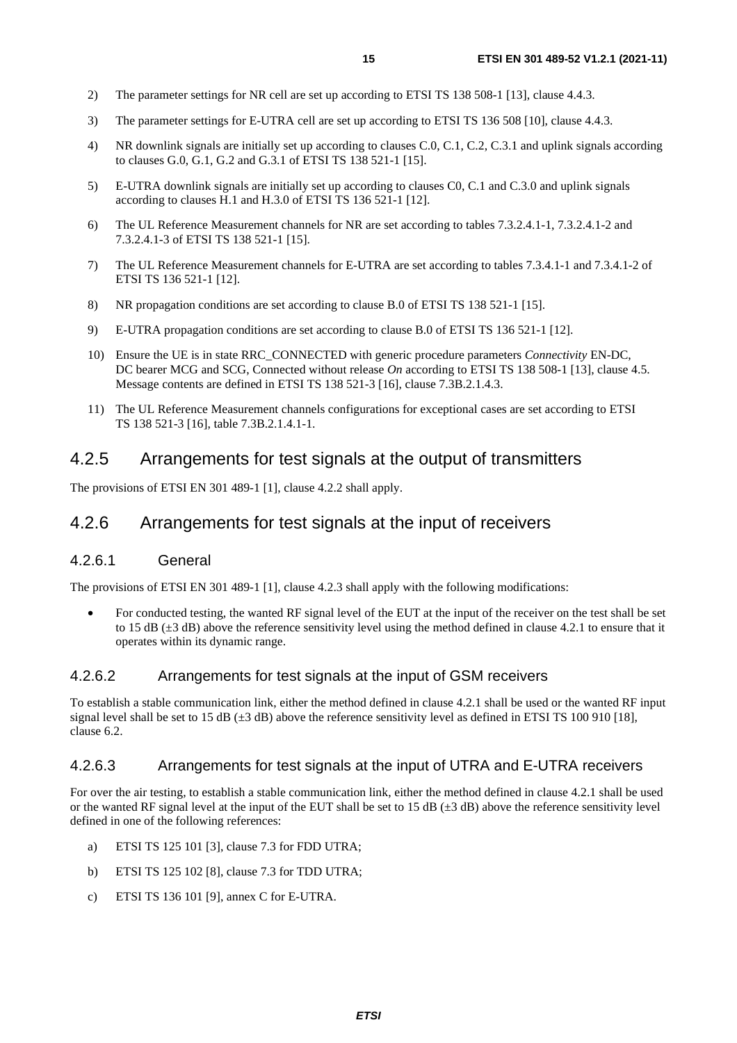2) The parameter settings for NR cell are set up according to ETSI TS 138 508-1 [13], clause 4.4.3.

3) The parameter settings for E-UTRA cell are set up according to ETSI TS 136 508 [10], clause 4.4.3.

4) NR downlink signals are initially set up according to clauses C.0, C.1, C.2, C.3.1 and uplink signals according to clauses G.0, G.1, G.2 and G.3.1 of ETSI TS 138 521-1 [15].

5) E-UTRA downlink signals are initially set up according to clauses C0, C.1 and C.3.0 and uplink signals according to clauses H.1 and H.3.0 of ETSI TS 136 521-1 [12].

6) The UL Reference Measurement channels for NR are set according to tables 7.3.2.4.1-1, 7.3.2.4.1-2 and 7.3.2.4.1-3 of ETSI TS 138 521-1 [15].

7) The UL Reference Measurement channels for E-UTRA are set according to tables 7.3.4.1-1 and 7.3.4.1-2 of ETSI TS 136 521-1 [12].

8) NR propagation conditions are set according to clause B.0 of ETSI TS 138 521-1 [15].

9) E-UTRA propagation conditions are set according to clause B.0 of ETSI TS 136 521-1 [12].

10) Ensure the UE is in state RRC_CONNECTED with generic procedure parameters *Connectivity* EN-DC, DC bearer MCG and SCG, Connected without release *On* according to ETSI TS 138 508-1 [13], clause 4.5. Message contents are defined in ETSI TS 138 521-3 [16], clause 7.3B.2.1.4.3.

11) The UL Reference Measurement channels configurations for exceptional cases are set according to ETSI TS 138 521-3 [16], table 7.3B.2.1.4.1-1.

## 4.2.5 Arrangements for test signals at the output of transmitters

The provisions of ETSI EN 301 489-1 [1], clause 4.2.2 shall apply.

## 4.2.6 Arrangements for test signals at the input of receivers

### 4.2.6.1 General

The provisions of ETSI EN 301 489-1 [1], clause 4.2.3 shall apply with the following modifications:

- For conducted testing, the wanted RF signal level of the EUT at the input of the receiver on the test shall be set to 15 dB (±3 dB) above the reference sensitivity level using the method defined in clause 4.2.1 to ensure that it operates within its dynamic range.

### 4.2.6.2 Arrangements for test signals at the input of GSM receivers

To establish a stable communication link, either the method defined in clause 4.2.1 shall be used or the wanted RF input signal level shall be set to 15 dB (±3 dB) above the reference sensitivity level as defined in ETSI TS 100 910 [18], clause 6.2.

### 4.2.6.3 Arrangements for test signals at the input of UTRA and E-UTRA receivers

For over the air testing, to establish a stable communication link, either the method defined in clause 4.2.1 shall be used or the wanted RF signal level at the input of the EUT shall be set to 15 dB (±3 dB) above the reference sensitivity level defined in one of the following references:

a) ETSI TS 125 101 [3], clause 7.3 for FDD UTRA;

b) ETSI TS 125 102 [8], clause 7.3 for TDD UTRA;

c) ETSI TS 136 101 [9], annex C for E-UTRA.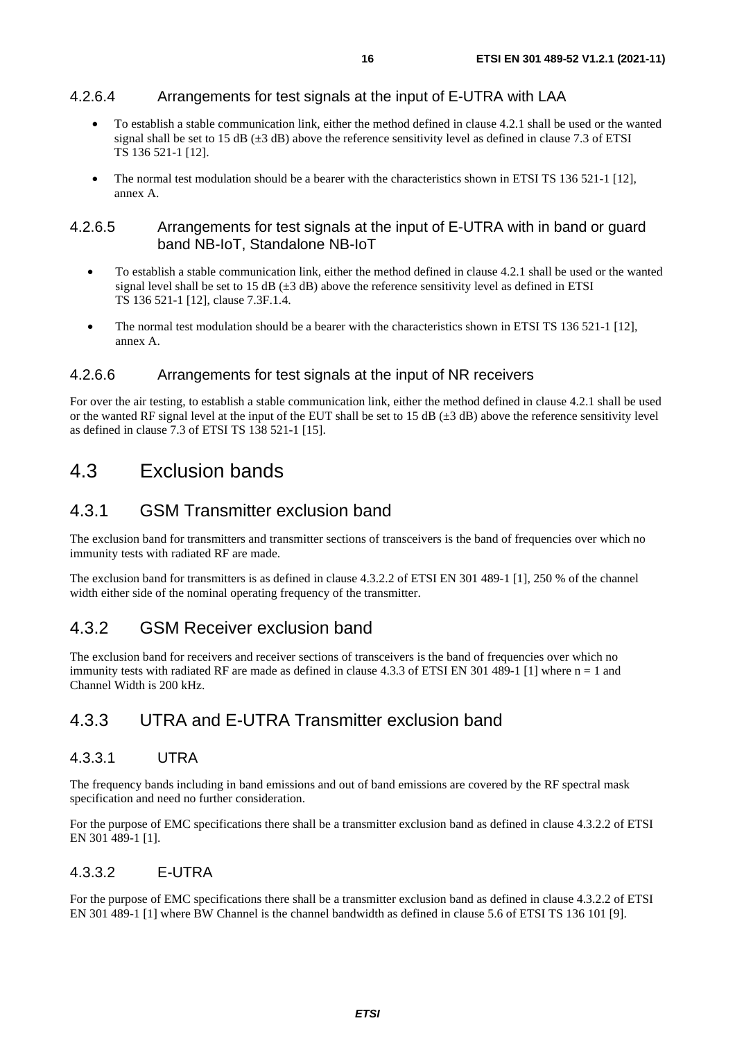#### 4.2.6.4 Arrangements for test signals at the input of E-UTRA with LAA

- To establish a stable communication link, either the method defined in clause 4.2.1 shall be used or the wanted signal shall be set to 15 dB (±3 dB) above the reference sensitivity level as defined in clause 7.3 of ETSI TS 136 521-1 [12].
- The normal test modulation should be a bearer with the characteristics shown in ETSI TS 136 521-1 [12], annex A.

#### 4.2.6.5 Arrangements for test signals at the input of E-UTRA with in band or guard band NB-IoT, Standalone NB-IoT

- To establish a stable communication link, either the method defined in clause 4.2.1 shall be used or the wanted signal level shall be set to 15 dB (±3 dB) above the reference sensitivity level as defined in ETSI TS 136 521-1 [12], clause 7.3F.1.4.
- The normal test modulation should be a bearer with the characteristics shown in ETSI TS 136 521-1 [12], annex A.

#### 4.2.6.6 Arrangements for test signals at the input of NR receivers

For over the air testing, to establish a stable communication link, either the method defined in clause 4.2.1 shall be used or the wanted RF signal level at the input of the EUT shall be set to 15 dB (±3 dB) above the reference sensitivity level as defined in clause 7.3 of ETSI TS 138 521-1 [15].

## 4.3 Exclusion bands

### 4.3.1 GSM Transmitter exclusion band

The exclusion band for transmitters and transmitter sections of transceivers is the band of frequencies over which no immunity tests with radiated RF are made.

The exclusion band for transmitters is as defined in clause 4.3.2.2 of ETSI EN 301 489-1 [1], 250 % of the channel width either side of the nominal operating frequency of the transmitter.

### 4.3.2 GSM Receiver exclusion band

The exclusion band for receivers and receiver sections of transceivers is the band of frequencies over which no immunity tests with radiated RF are made as defined in clause 4.3.3 of ETSI EN 301 489-1 [1] where n = 1 and Channel Width is 200 kHz.

### 4.3.3 UTRA and E-UTRA Transmitter exclusion band

#### 4.3.3.1 UTRA

The frequency bands including in band emissions and out of band emissions are covered by the RF spectral mask specification and need no further consideration.

For the purpose of EMC specifications there shall be a transmitter exclusion band as defined in clause 4.3.2.2 of ETSI EN 301 489-1 [1].

#### 4.3.3.2 E-UTRA

For the purpose of EMC specifications there shall be a transmitter exclusion band as defined in clause 4.3.2.2 of ETSI EN 301 489-1 [1] where BW Channel is the channel bandwidth as defined in clause 5.6 of ETSI TS 136 101 [9].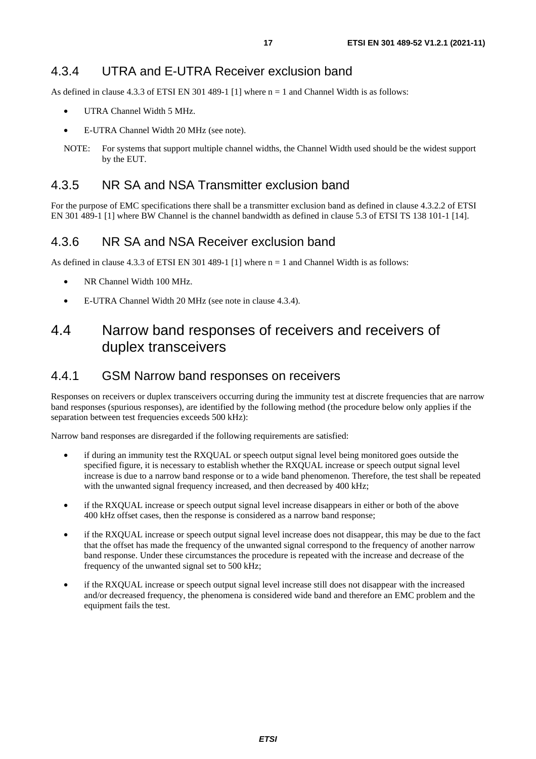### 4.3.4 UTRA and E-UTRA Receiver exclusion band

As defined in clause 4.3.3 of ETSI EN 301 489-1 [1] where n = 1 and Channel Width is as follows:

- UTRA Channel Width 5 MHz.
- E-UTRA Channel Width 20 MHz (see note).

NOTE: For systems that support multiple channel widths, the Channel Width used should be the widest support by the EUT.

### 4.3.5 NR SA and NSA Transmitter exclusion band

For the purpose of EMC specifications there shall be a transmitter exclusion band as defined in clause 4.3.2.2 of ETSI EN 301 489-1 [1] where BW Channel is the channel bandwidth as defined in clause 5.3 of ETSI TS 138 101-1 [14].

### 4.3.6 NR SA and NSA Receiver exclusion band

As defined in clause 4.3.3 of ETSI EN 301 489-1 [1] where n = 1 and Channel Width is as follows:

- NR Channel Width 100 MHz.
- E-UTRA Channel Width 20 MHz (see note in clause 4.3.4).

## 4.4 Narrow band responses of receivers and receivers of duplex transceivers

### 4.4.1 GSM Narrow band responses on receivers

Responses on receivers or duplex transceivers occurring during the immunity test at discrete frequencies that are narrow band responses (spurious responses), are identified by the following method (the procedure below only applies if the separation between test frequencies exceeds 500 kHz):

Narrow band responses are disregarded if the following requirements are satisfied:

- if during an immunity test the RXQUAL or speech output signal level being monitored goes outside the specified figure, it is necessary to establish whether the RXQUAL increase or speech output signal level increase is due to a narrow band response or to a wide band phenomenon. Therefore, the test shall be repeated with the unwanted signal frequency increased, and then decreased by 400 kHz;
- if the RXQUAL increase or speech output signal level increase disappears in either or both of the above 400 kHz offset cases, then the response is considered as a narrow band response;
- if the RXQUAL increase or speech output signal level increase does not disappear, this may be due to the fact that the offset has made the frequency of the unwanted signal correspond to the frequency of another narrow band response. Under these circumstances the procedure is repeated with the increase and decrease of the frequency of the unwanted signal set to 500 kHz;
- if the RXQUAL increase or speech output signal level increase still does not disappear with the increased and/or decreased frequency, the phenomena is considered wide band and therefore an EMC problem and the equipment fails the test.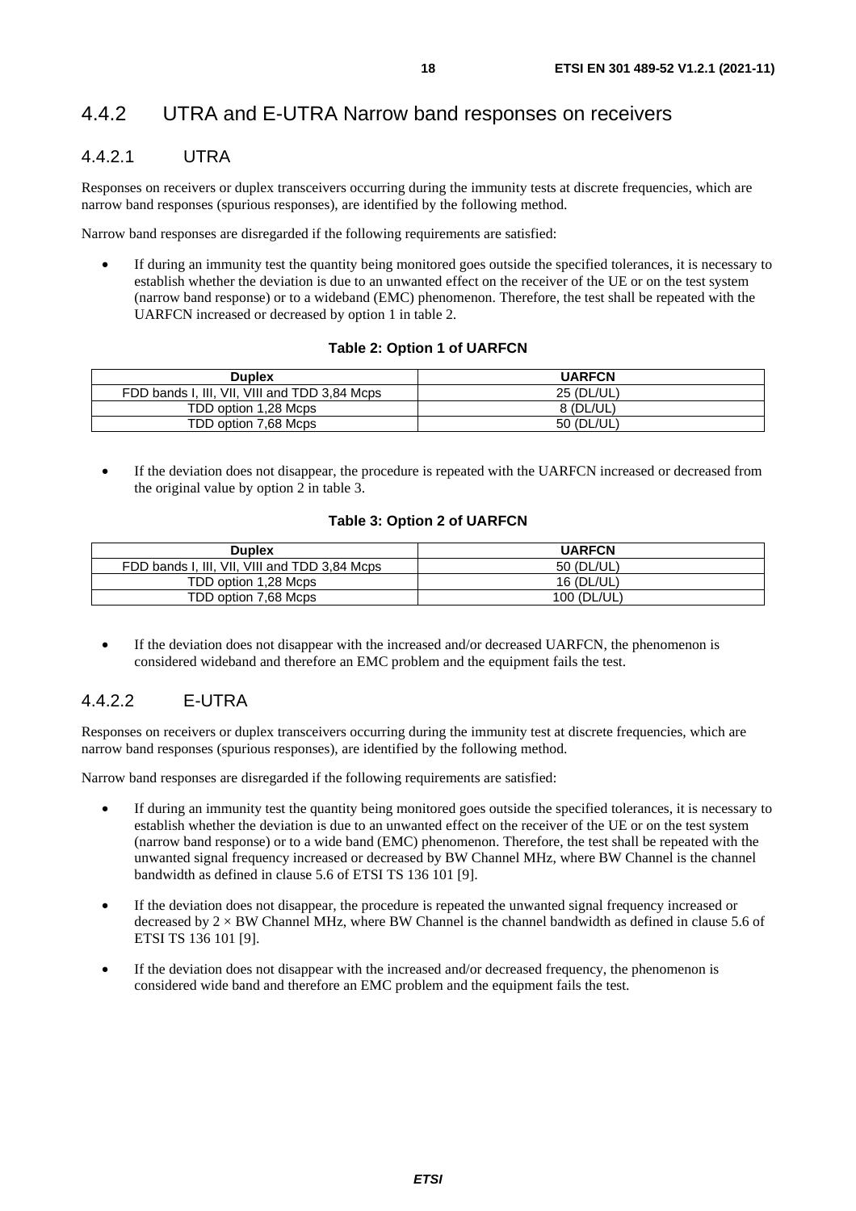### 4.4.2 UTRA and E-UTRA Narrow band responses on receivers

#### 4.4.2.1 UTRA

Responses on receivers or duplex transceivers occurring during the immunity tests at discrete frequencies, which are narrow band responses (spurious responses), are identified by the following method.

Narrow band responses are disregarded if the following requirements are satisfied:

- If during an immunity test the quantity being monitored goes outside the specified tolerances, it is necessary to establish whether the deviation is due to an unwanted effect on the receiver of the UE or on the test system (narrow band response) or to a wideband (EMC) phenomenon. Therefore, the test shall be repeated with the UARFCN increased or decreased by option 1 in table 2.

**Table 2: Option 1 of UARFCN**

| Duplex | UARFCN |
|---|---|
| FDD bands I, III, VII, VIII and TDD 3,84 Mcps | 25 (DL/UL) |
| TDD option 1,28 Mcps | 8 (DL/UL) |
| TDD option 7,68 Mcps | 50 (DL/UL) |

- If the deviation does not disappear, the procedure is repeated with the UARFCN increased or decreased from the original value by option 2 in table 3.

**Table 3: Option 2 of UARFCN**

| Duplex | UARFCN |
|---|---|
| FDD bands I, III, VII, VIII and TDD 3,84 Mcps | 50 (DL/UL) |
| TDD option 1,28 Mcps | 16 (DL/UL) |
| TDD option 7,68 Mcps | 100 (DL/UL) |

- If the deviation does not disappear with the increased and/or decreased UARFCN, the phenomenon is considered wideband and therefore an EMC problem and the equipment fails the test.

#### 4.4.2.2 E-UTRA

Responses on receivers or duplex transceivers occurring during the immunity test at discrete frequencies, which are narrow band responses (spurious responses), are identified by the following method.

Narrow band responses are disregarded if the following requirements are satisfied:

- If during an immunity test the quantity being monitored goes outside the specified tolerances, it is necessary to establish whether the deviation is due to an unwanted effect on the receiver of the UE or on the test system (narrow band response) or to a wide band (EMC) phenomenon. Therefore, the test shall be repeated with the unwanted signal frequency increased or decreased by BW Channel MHz, where BW Channel is the channel bandwidth as defined in clause 5.6 of ETSI TS 136 101 [9].
- If the deviation does not disappear, the procedure is repeated the unwanted signal frequency increased or decreased by $2 \times$ BW Channel MHz, where BW Channel is the channel bandwidth as defined in clause 5.6 of ETSI TS 136 101 [9].
- If the deviation does not disappear with the increased and/or decreased frequency, the phenomenon is considered wide band and therefore an EMC problem and the equipment fails the test.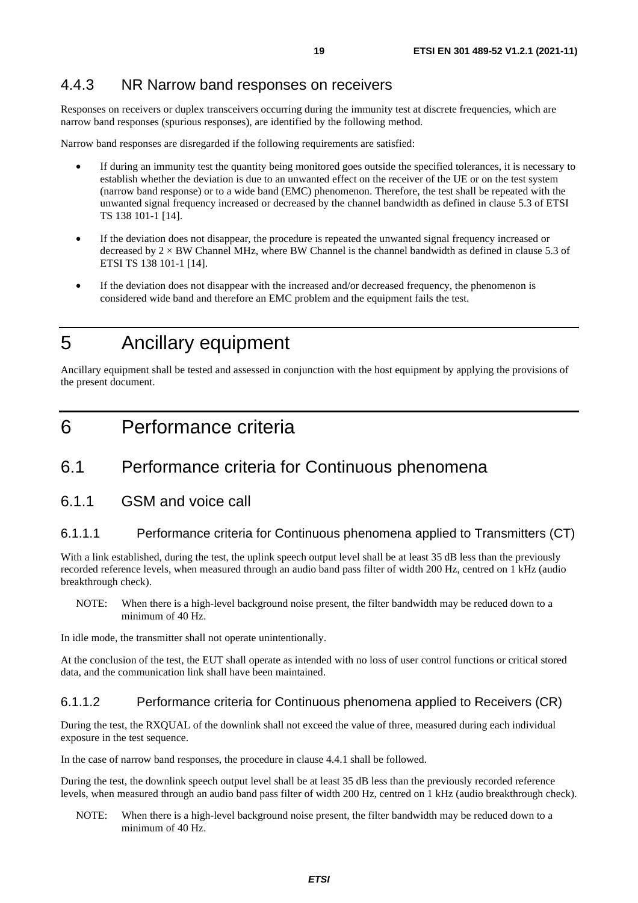### 4.4.3 NR Narrow band responses on receivers

Responses on receivers or duplex transceivers occurring during the immunity test at discrete frequencies, which are narrow band responses (spurious responses), are identified by the following method.

Narrow band responses are disregarded if the following requirements are satisfied:

- If during an immunity test the quantity being monitored goes outside the specified tolerances, it is necessary to establish whether the deviation is due to an unwanted effect on the receiver of the UE or on the test system (narrow band response) or to a wide band (EMC) phenomenon. Therefore, the test shall be repeated with the unwanted signal frequency increased or decreased by the channel bandwidth as defined in clause 5.3 of ETSI TS 138 101-1 [14].
- If the deviation does not disappear, the procedure is repeated the unwanted signal frequency increased or decreased by 2 × BW Channel MHz, where BW Channel is the channel bandwidth as defined in clause 5.3 of ETSI TS 138 101-1 [14].
- If the deviation does not disappear with the increased and/or decreased frequency, the phenomenon is considered wide band and therefore an EMC problem and the equipment fails the test.

# 5 Ancillary equipment

Ancillary equipment shall be tested and assessed in conjunction with the host equipment by applying the provisions of the present document.

# 6 Performance criteria

## 6.1 Performance criteria for Continuous phenomena

### 6.1.1 GSM and voice call

#### 6.1.1.1 Performance criteria for Continuous phenomena applied to Transmitters (CT)

With a link established, during the test, the uplink speech output level shall be at least 35 dB less than the previously recorded reference levels, when measured through an audio band pass filter of width 200 Hz, centred on 1 kHz (audio breakthrough check).

NOTE: When there is a high-level background noise present, the filter bandwidth may be reduced down to a minimum of 40 Hz.

In idle mode, the transmitter shall not operate unintentionally.

At the conclusion of the test, the EUT shall operate as intended with no loss of user control functions or critical stored data, and the communication link shall have been maintained.

#### 6.1.1.2 Performance criteria for Continuous phenomena applied to Receivers (CR)

During the test, the RXQUAL of the downlink shall not exceed the value of three, measured during each individual exposure in the test sequence.

In the case of narrow band responses, the procedure in clause 4.4.1 shall be followed.

During the test, the downlink speech output level shall be at least 35 dB less than the previously recorded reference levels, when measured through an audio band pass filter of width 200 Hz, centred on 1 kHz (audio breakthrough check).

NOTE: When there is a high-level background noise present, the filter bandwidth may be reduced down to a minimum of 40 Hz.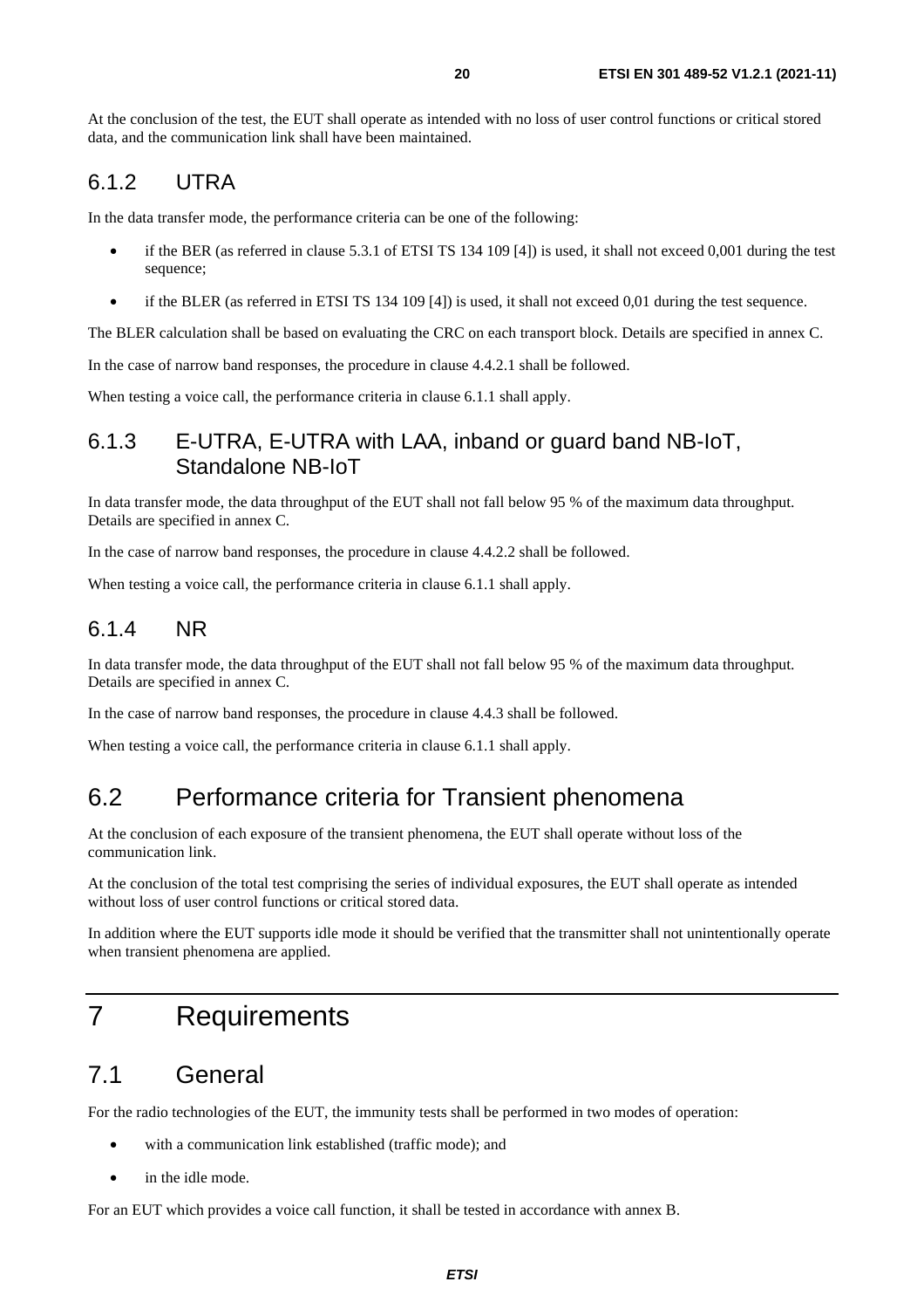At the conclusion of the test, the EUT shall operate as intended with no loss of user control functions or critical stored data, and the communication link shall have been maintained.

### 6.1.2 UTRA

In the data transfer mode, the performance criteria can be one of the following:

- if the BER (as referred in clause 5.3.1 of ETSI TS 134 109 [4]) is used, it shall not exceed 0,001 during the test sequence;
- if the BLER (as referred in ETSI TS 134 109 [4]) is used, it shall not exceed 0,01 during the test sequence.

The BLER calculation shall be based on evaluating the CRC on each transport block. Details are specified in annex C.

In the case of narrow band responses, the procedure in clause 4.4.2.1 shall be followed.

When testing a voice call, the performance criteria in clause 6.1.1 shall apply.

### 6.1.3 E-UTRA, E-UTRA with LAA, inband or guard band NB-IoT, Standalone NB-IoT

In data transfer mode, the data throughput of the EUT shall not fall below 95 % of the maximum data throughput. Details are specified in annex C.

In the case of narrow band responses, the procedure in clause 4.4.2.2 shall be followed.

When testing a voice call, the performance criteria in clause 6.1.1 shall apply.

### 6.1.4 NR

In data transfer mode, the data throughput of the EUT shall not fall below 95 % of the maximum data throughput. Details are specified in annex C.

In the case of narrow band responses, the procedure in clause 4.4.3 shall be followed.

When testing a voice call, the performance criteria in clause 6.1.1 shall apply.

## 6.2 Performance criteria for Transient phenomena

At the conclusion of each exposure of the transient phenomena, the EUT shall operate without loss of the communication link.

At the conclusion of the total test comprising the series of individual exposures, the EUT shall operate as intended without loss of user control functions or critical stored data.

In addition where the EUT supports idle mode it should be verified that the transmitter shall not unintentionally operate when transient phenomena are applied.

# 7 Requirements

## 7.1 General

For the radio technologies of the EUT, the immunity tests shall be performed in two modes of operation:

- with a communication link established (traffic mode); and
- in the idle mode.

For an EUT which provides a voice call function, it shall be tested in accordance with annex B.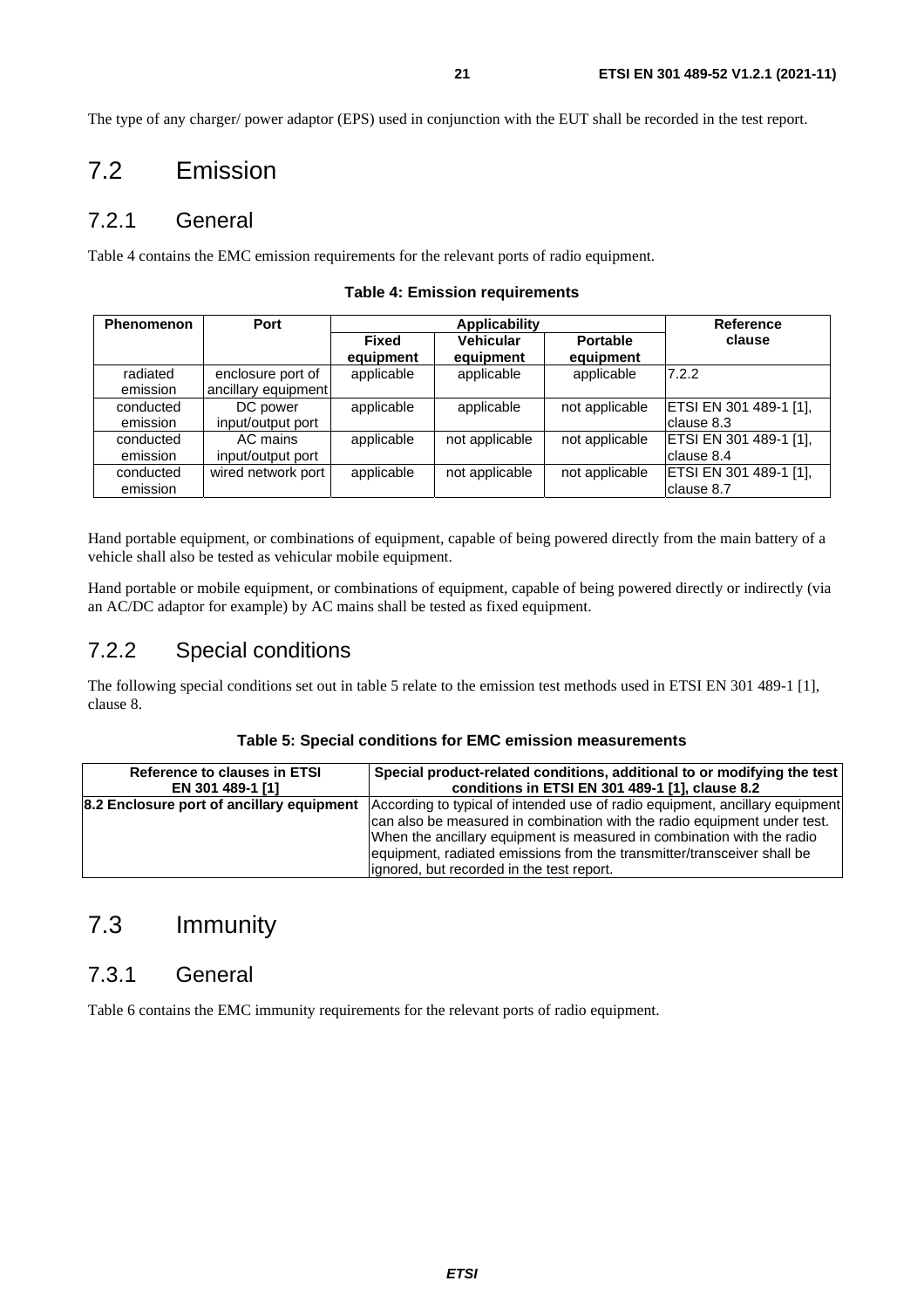The type of any charger/ power adaptor (EPS) used in conjunction with the EUT shall be recorded in the test report.

# 7.2 Emission

## 7.2.1 General

Table 4 contains the EMC emission requirements for the relevant ports of radio equipment.

**Table 4: Emission requirements**

| Phenomenon | Port | Applicability | | | Reference clause |
|---|---|---|---|---|---|
| | | Fixed equipment | Vehicular equipment | Portable equipment | |
| radiated emission | enclosure port of ancillary equipment | applicable | applicable | applicable | 7.2.2 |
| conducted emission | DC power input/output port | applicable | applicable | not applicable | ETSI EN 301 489-1 [1], clause 8.3 |
| conducted emission | AC mains input/output port | applicable | not applicable | not applicable | ETSI EN 301 489-1 [1], clause 8.4 |
| conducted emission | wired network port | applicable | not applicable | not applicable | ETSI EN 301 489-1 [1], clause 8.7 |

Hand portable equipment, or combinations of equipment, capable of being powered directly from the main battery of a vehicle shall also be tested as vehicular mobile equipment.

Hand portable or mobile equipment, or combinations of equipment, capable of being powered directly or indirectly (via an AC/DC adaptor for example) by AC mains shall be tested as fixed equipment.

## 7.2.2 Special conditions

The following special conditions set out in table 5 relate to the emission test methods used in ETSI EN 301 489-1 [1], clause 8.

**Table 5: Special conditions for EMC emission measurements**

| Reference to clauses in ETSI EN 301 489-1 [1] | Special product-related conditions, additional to or modifying the test conditions in ETSI EN 301 489-1 [1], clause 8.2 |
|---|---|
| **8.2 Enclosure port of ancillary equipment** | According to typical of intended use of radio equipment, ancillary equipment can also be measured in combination with the radio equipment under test. When the ancillary equipment is measured in combination with the radio equipment, radiated emissions from the transmitter/transceiver shall be ignored, but recorded in the test report. |

# 7.3 Immunity

## 7.3.1 General

Table 6 contains the EMC immunity requirements for the relevant ports of radio equipment.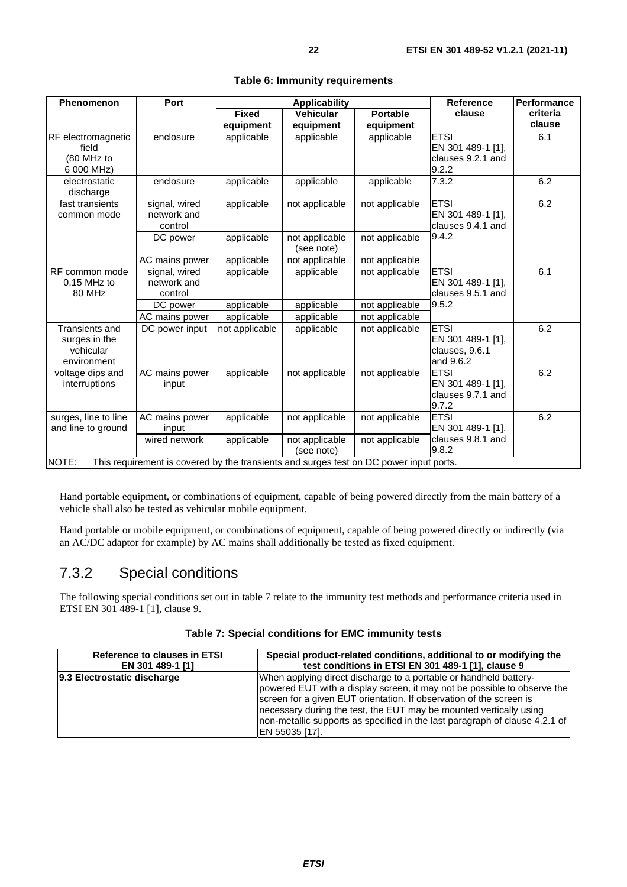**Table 6: Immunity requirements**

| Phenomenon | Port | Applicability | | | Reference clause | Performance criteria clause |
|---|---|---|---|---|---|---|
| | | Fixed equipment | Vehicular equipment | Portable equipment | | |
| RF electromagnetic field (80 MHz to 6 000 MHz) | enclosure | applicable | applicable | applicable | ETSI EN 301 489-1 [1], clauses 9.2.1 and 9.2.2 | 6.1 |
| electrostatic discharge | enclosure | applicable | applicable | applicable | 7.3.2 | 6.2 |
| fast transients common mode | signal, wired network and control | applicable | not applicable | not applicable | ETSI EN 301 489-1 [1], clauses 9.4.1 and 9.4.2 | 6.2 |
| | DC power | applicable | not applicable (see note) | not applicable | | |
| | AC mains power | applicable | not applicable | not applicable | | |
| RF common mode 0,15 MHz to 80 MHz | signal, wired network and control | applicable | applicable | not applicable | ETSI EN 301 489-1 [1], clauses 9.5.1 and 9.5.2 | 6.1 |
| | DC power | applicable | applicable | not applicable | | |
| | AC mains power | applicable | applicable | not applicable | | |
| Transients and surges in the vehicular environment | DC power input | not applicable | applicable | not applicable | ETSI EN 301 489-1 [1], clauses, 9.6.1 and 9.6.2 | 6.2 |
| voltage dips and interruptions | AC mains power input | applicable | not applicable | not applicable | ETSI EN 301 489-1 [1], clauses 9.7.1 and 9.7.2 | 6.2 |
| surges, line to line and line to ground | AC mains power input | applicable | not applicable | not applicable | ETSI EN 301 489-1 [1], clauses 9.8.1 and 9.8.2 | 6.2 |
| | wired network | applicable | not applicable (see note) | not applicable | | |
| NOTE: This requirement is covered by the transients and surges test on DC power input ports. | | | | | | |

Hand portable equipment, or combinations of equipment, capable of being powered directly from the main battery of a vehicle shall also be tested as vehicular mobile equipment.

Hand portable or mobile equipment, or combinations of equipment, capable of being powered directly or indirectly (via an AC/DC adaptor for example) by AC mains shall additionally be tested as fixed equipment.

## 7.3.2 Special conditions

The following special conditions set out in table 7 relate to the immunity test methods and performance criteria used in ETSI EN 301 489-1 [1], clause 9.

**Table 7: Special conditions for EMC immunity tests**

| Reference to clauses in ETSI EN 301 489-1 [1] | Special product-related conditions, additional to or modifying the test conditions in ETSI EN 301 489-1 [1], clause 9 |
|---|---|
| **9.3 Electrostatic discharge** | When applying direct discharge to a portable or handheld battery-powered EUT with a display screen, it may not be possible to observe the screen for a given EUT orientation. If observation of the screen is necessary during the test, the EUT may be mounted vertically using non-metallic supports as specified in the last paragraph of clause 4.2.1 of EN 55035 [17]. |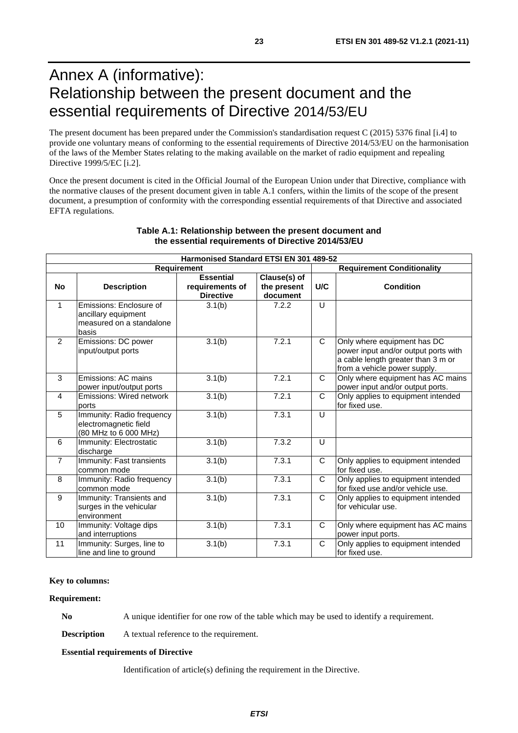# Annex A (informative): Relationship between the present document and the essential requirements of Directive 2014/53/EU

The present document has been prepared under the Commission's standardisation request C (2015) 5376 final [i.4] to provide one voluntary means of conforming to the essential requirements of Directive 2014/53/EU on the harmonisation of the laws of the Member States relating to the making available on the market of radio equipment and repealing Directive 1999/5/EC [i.2].

Once the present document is cited in the Official Journal of the European Union under that Directive, compliance with the normative clauses of the present document given in table A.1 confers, within the limits of the scope of the present document, a presumption of conformity with the corresponding essential requirements of that Directive and associated EFTA regulations.

**Table A.1: Relationship between the present document and the essential requirements of Directive 2014/53/EU**

| Harmonised Standard ETSI EN 301 489-52 | | | | | |
|---|---|---|---|---|---|
| **Requirement** | | | | **Requirement Conditionality** | |
| **No** | **Description** | **Essential requirements of Directive** | **Clause(s) of the present document** | **U/C** | **Condition** |
| 1 | Emissions: Enclosure of ancillary equipment measured on a standalone basis | 3.1(b) | 7.2.2 | U | |
| 2 | Emissions: DC power input/output ports | 3.1(b) | 7.2.1 | C | Only where equipment has DC power input and/or output ports with a cable length greater than 3 m or from a vehicle power supply. |
| 3 | Emissions: AC mains power input/output ports | 3.1(b) | 7.2.1 | C | Only where equipment has AC mains power input and/or output ports. |
| 4 | Emissions: Wired network ports | 3.1(b) | 7.2.1 | C | Only applies to equipment intended for fixed use. |
| 5 | Immunity: Radio frequency electromagnetic field (80 MHz to 6 000 MHz) | 3.1(b) | 7.3.1 | U | |
| 6 | Immunity: Electrostatic discharge | 3.1(b) | 7.3.2 | U | |
| 7 | Immunity: Fast transients common mode | 3.1(b) | 7.3.1 | C | Only applies to equipment intended for fixed use. |
| 8 | Immunity: Radio frequency common mode | 3.1(b) | 7.3.1 | C | Only applies to equipment intended for fixed use and/or vehicle use. |
| 9 | Immunity: Transients and surges in the vehicular environment | 3.1(b) | 7.3.1 | C | Only applies to equipment intended for vehicular use. |
| 10 | Immunity: Voltage dips and interruptions | 3.1(b) | 7.3.1 | C | Only where equipment has AC mains power input ports. |
| 11 | Immunity: Surges, line to line and line to ground | 3.1(b) | 7.3.1 | C | Only applies to equipment intended for fixed use. |

**Key to columns:**

**Requirement:**

**No** A unique identifier for one row of the table which may be used to identify a requirement.

**Description** A textual reference to the requirement.

**Essential requirements of Directive**

Identification of article(s) defining the requirement in the Directive.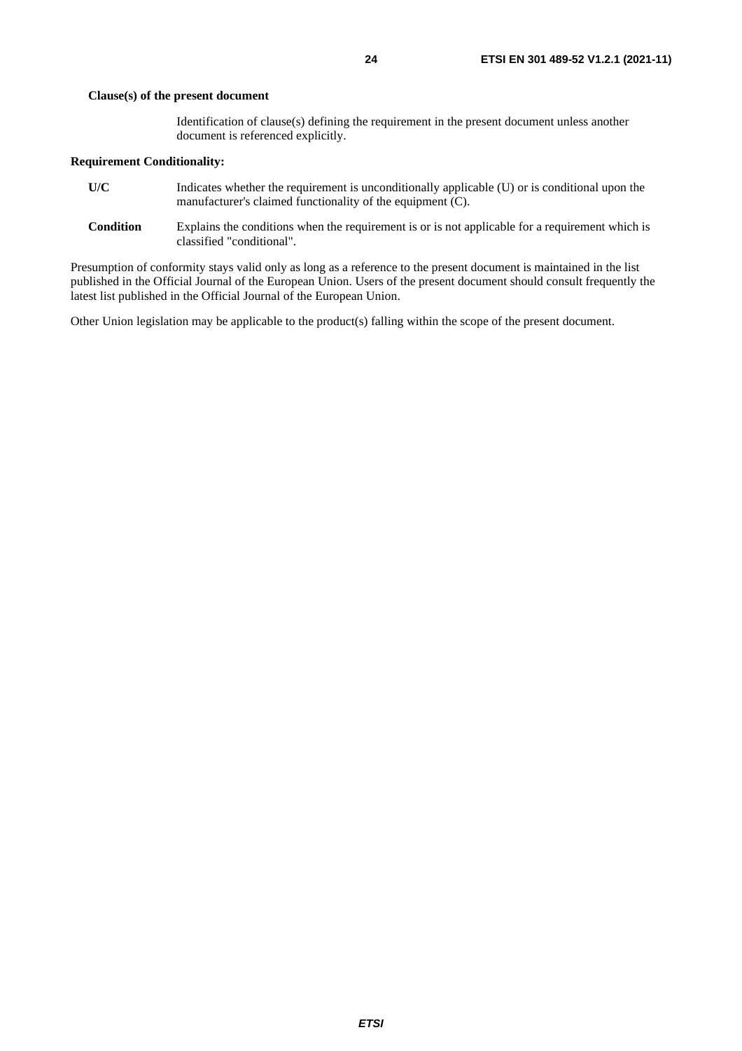**Clause(s) of the present document**

Identification of clause(s) defining the requirement in the present document unless another document is referenced explicitly.

**Requirement Conditionality:**

**U/C** Indicates whether the requirement is unconditionally applicable (U) or is conditional upon the manufacturer's claimed functionality of the equipment (C).

**Condition** Explains the conditions when the requirement is or is not applicable for a requirement which is classified "conditional".

Presumption of conformity stays valid only as long as a reference to the present document is maintained in the list published in the Official Journal of the European Union. Users of the present document should consult frequently the latest list published in the Official Journal of the European Union.

Other Union legislation may be applicable to the product(s) falling within the scope of the present document.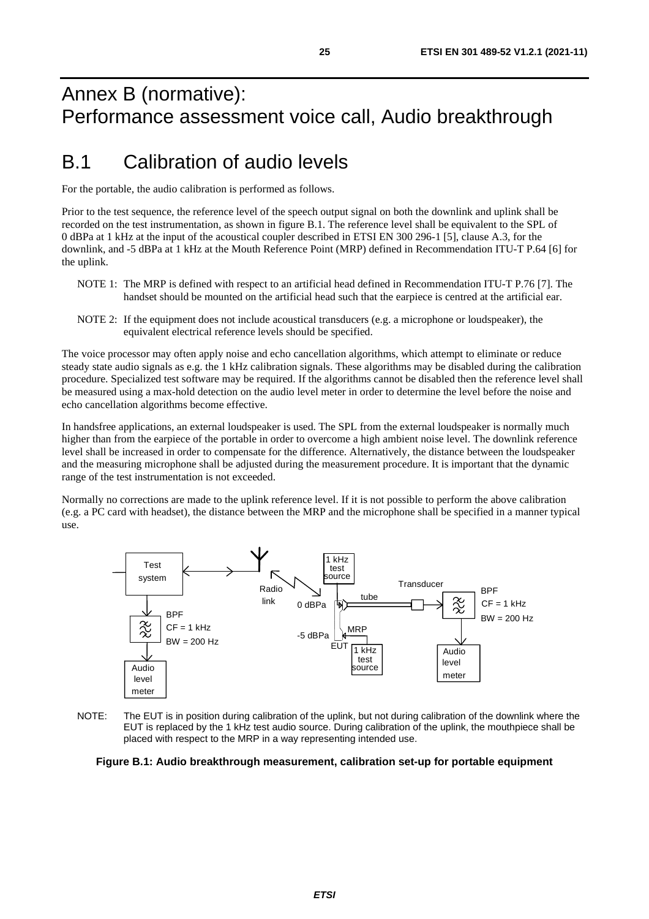# Annex B (normative): Performance assessment voice call, Audio breakthrough

## B.1 Calibration of audio levels

For the portable, the audio calibration is performed as follows.

Prior to the test sequence, the reference level of the speech output signal on both the downlink and uplink shall be recorded on the test instrumentation, as shown in figure B.1. The reference level shall be equivalent to the SPL of 0 dBPa at 1 kHz at the input of the acoustical coupler described in ETSI EN 300 296-1 [5], clause A.3, for the downlink, and -5 dBPa at 1 kHz at the Mouth Reference Point (MRP) defined in Recommendation ITU-T P.64 [6] for the uplink.

NOTE 1: The MRP is defined with respect to an artificial head defined in Recommendation ITU-T P.76 [7]. The handset should be mounted on the artificial head such that the earpiece is centred at the artificial ear.

NOTE 2: If the equipment does not include acoustical transducers (e.g. a microphone or loudspeaker), the equivalent electrical reference levels should be specified.

The voice processor may often apply noise and echo cancellation algorithms, which attempt to eliminate or reduce steady state audio signals as e.g. the 1 kHz calibration signals. These algorithms may be disabled during the calibration procedure. Specialized test software may be required. If the algorithms cannot be disabled then the reference level shall be measured using a max-hold detection on the audio level meter in order to determine the level before the noise and echo cancellation algorithms become effective.

In handsfree applications, an external loudspeaker is used. The SPL from the external loudspeaker is normally much higher than from the earpiece of the portable in order to overcome a high ambient noise level. The downlink reference level shall be increased in order to compensate for the difference. Alternatively, the distance between the loudspeaker and the measuring microphone shall be adjusted during the measurement procedure. It is important that the dynamic range of the test instrumentation is not exceeded.

Normally no corrections are made to the uplink reference level. If it is not possible to perform the above calibration (e.g. a PC card with headset), the distance between the MRP and the microphone shall be specified in a manner typical use.

Test system | Radio link | 1 kHz test source | 0 dBPa | tube | Transducer | BPF CF = 1 kHz BW = 200 Hz | Audio level meter | -5 dBPa | MRP | EUT | 1 kHz test source | BPF CF = 1 kHz BW = 200 Hz | Audio level meter

NOTE: The EUT is in position during calibration of the uplink, but not during calibration of the downlink where the EUT is replaced by the 1 kHz test audio source. During calibration of the uplink, the mouthpiece shall be placed with respect to the MRP in a way representing intended use.

**Figure B.1: Audio breakthrough measurement, calibration set-up for portable equipment**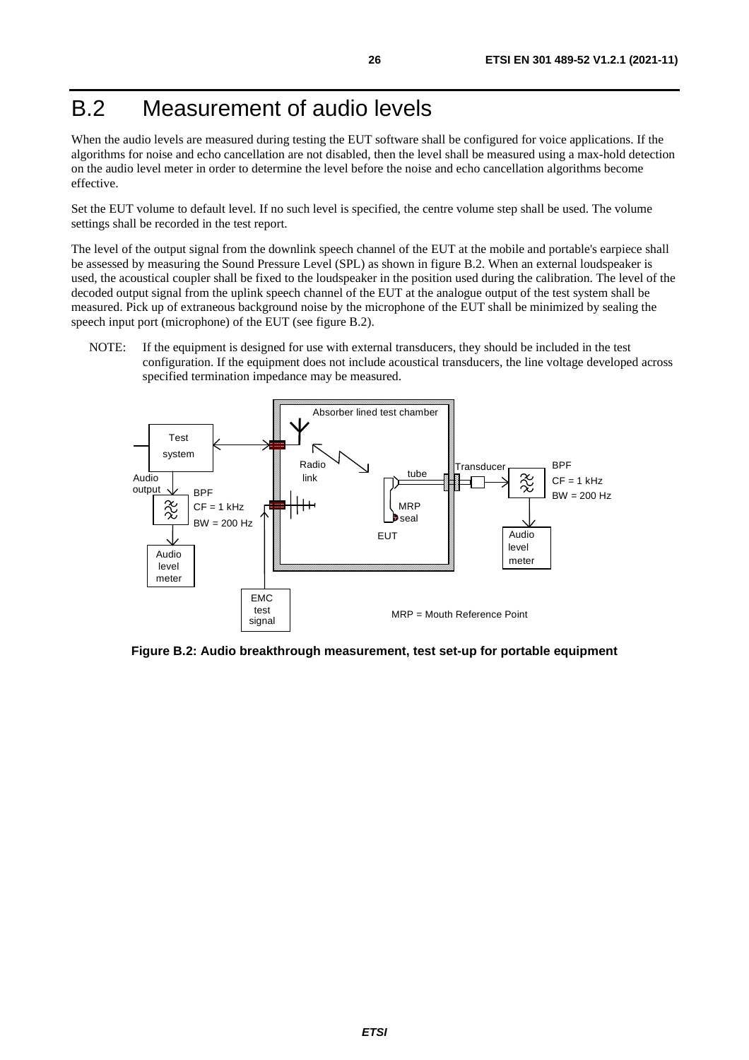# B.2 Measurement of audio levels

When the audio levels are measured during testing the EUT software shall be configured for voice applications. If the algorithms for noise and echo cancellation are not disabled, then the level shall be measured using a max-hold detection on the audio level meter in order to determine the level before the noise and echo cancellation algorithms become effective.

Set the EUT volume to default level. If no such level is specified, the centre volume step shall be used. The volume settings shall be recorded in the test report.

The level of the output signal from the downlink speech channel of the EUT at the mobile and portable's earpiece shall be assessed by measuring the Sound Pressure Level (SPL) as shown in figure B.2. When an external loudspeaker is used, the acoustical coupler shall be fixed to the loudspeaker in the position used during the calibration. The level of the decoded output signal from the uplink speech channel of the EUT at the analogue output of the test system shall be measured. Pick up of extraneous background noise by the microphone of the EUT shall be minimized by sealing the speech input port (microphone) of the EUT (see figure B.2).

NOTE: If the equipment is designed for use with external transducers, they should be included in the test configuration. If the equipment does not include acoustical transducers, the line voltage developed across specified termination impedance may be measured.

**Figure B.2: Audio breakthrough measurement, test set-up for portable equipment**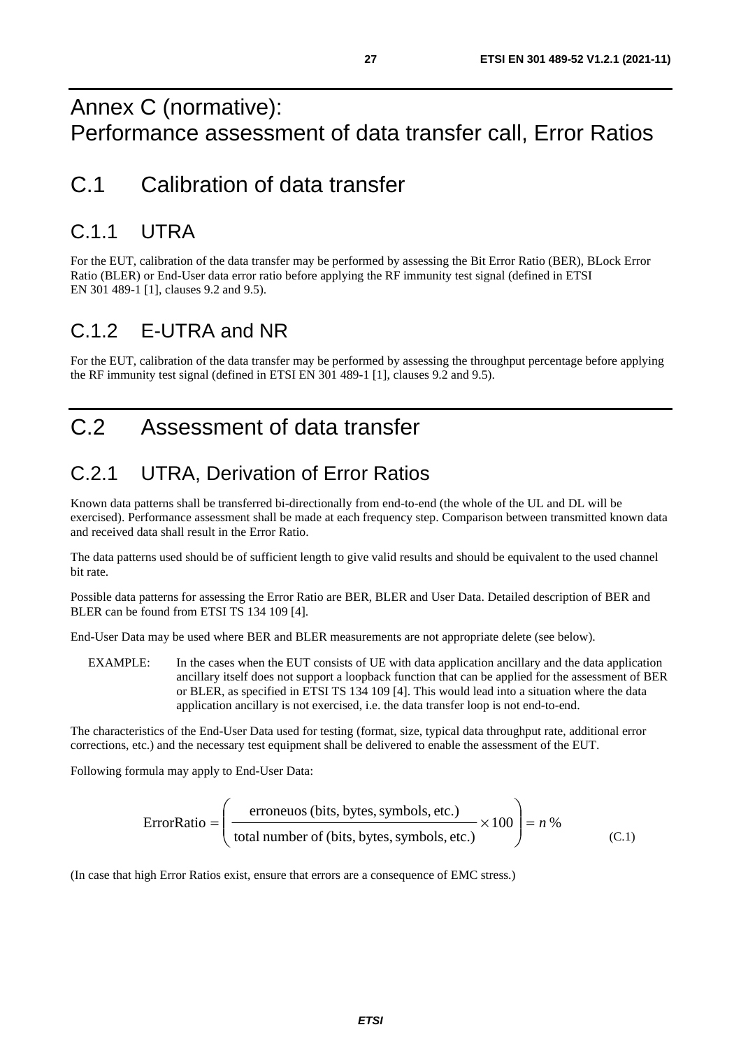# Annex C (normative): Performance assessment of data transfer call, Error Ratios

## C.1 Calibration of data transfer

### C.1.1 UTRA

For the EUT, calibration of the data transfer may be performed by assessing the Bit Error Ratio (BER), BLock Error Ratio (BLER) or End-User data error ratio before applying the RF immunity test signal (defined in ETSI EN 301 489-1 [1], clauses 9.2 and 9.5).

### C.1.2 E-UTRA and NR

For the EUT, calibration of the data transfer may be performed by assessing the throughput percentage before applying the RF immunity test signal (defined in ETSI EN 301 489-1 [1], clauses 9.2 and 9.5).

## C.2 Assessment of data transfer

### C.2.1 UTRA, Derivation of Error Ratios

Known data patterns shall be transferred bi-directionally from end-to-end (the whole of the UL and DL will be exercised). Performance assessment shall be made at each frequency step. Comparison between transmitted known data and received data shall result in the Error Ratio.

The data patterns used should be of sufficient length to give valid results and should be equivalent to the used channel bit rate.

Possible data patterns for assessing the Error Ratio are BER, BLER and User Data. Detailed description of BER and BLER can be found from ETSI TS 134 109 [4].

End-User Data may be used where BER and BLER measurements are not appropriate delete (see below).

EXAMPLE: In the cases when the EUT consists of UE with data application ancillary and the data application ancillary itself does not support a loopback function that can be applied for the assessment of BER or BLER, as specified in ETSI TS 134 109 [4]. This would lead into a situation where the data application ancillary is not exercised, i.e. the data transfer loop is not end-to-end.

The characteristics of the End-User Data used for testing (format, size, typical data throughput rate, additional error corrections, etc.) and the necessary test equipment shall be delivered to enable the assessment of the EUT.

Following formula may apply to End-User Data:

$$\text{ErrorRatio} = \left( \frac{\text{erroneuos (bits, bytes, symbols, etc.)}}{\text{total number of (bits, bytes, symbols, etc.)}} \times 100 \right) = n\,\% \qquad \text{(C.1)}$$

(In case that high Error Ratios exist, ensure that errors are a consequence of EMC stress.)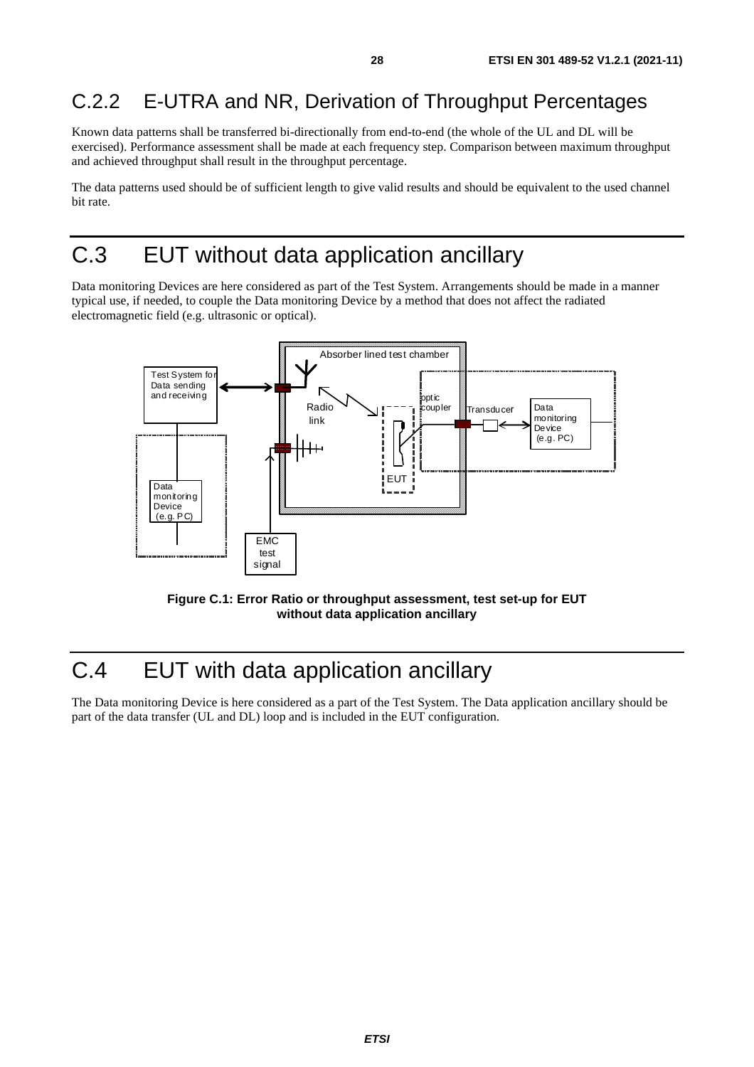## C.2.2 E-UTRA and NR, Derivation of Throughput Percentages

Known data patterns shall be transferred bi-directionally from end-to-end (the whole of the UL and DL will be exercised). Performance assessment shall be made at each frequency step. Comparison between maximum throughput and achieved throughput shall result in the throughput percentage.

The data patterns used should be of sufficient length to give valid results and should be equivalent to the used channel bit rate.

# C.3 EUT without data application ancillary

Data monitoring Devices are here considered as part of the Test System. Arrangements should be made in a manner typical use, if needed, to couple the Data monitoring Device by a method that does not affect the radiated electromagnetic field (e.g. ultrasonic or optical).

Absorber lined test chamber

Test System for Data sending and receiving

Radio link

optic coupler

Transducer

Data monitoring Device (e.g. PC)

EUT

Data monitoring Device (e.g. PC)

EMC test signal

**Figure C.1: Error Ratio or throughput assessment, test set-up for EUT without data application ancillary**

# C.4 EUT with data application ancillary

The Data monitoring Device is here considered as a part of the Test System. The Data application ancillary should be part of the data transfer (UL and DL) loop and is included in the EUT configuration.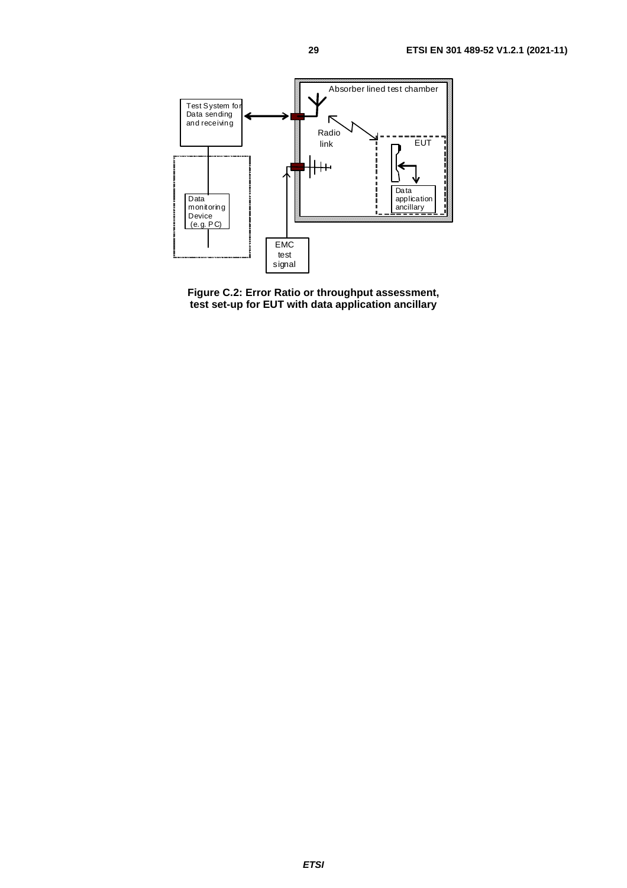Figure C.2: Error Ratio or throughput assessment, test set-up for EUT with data application ancillary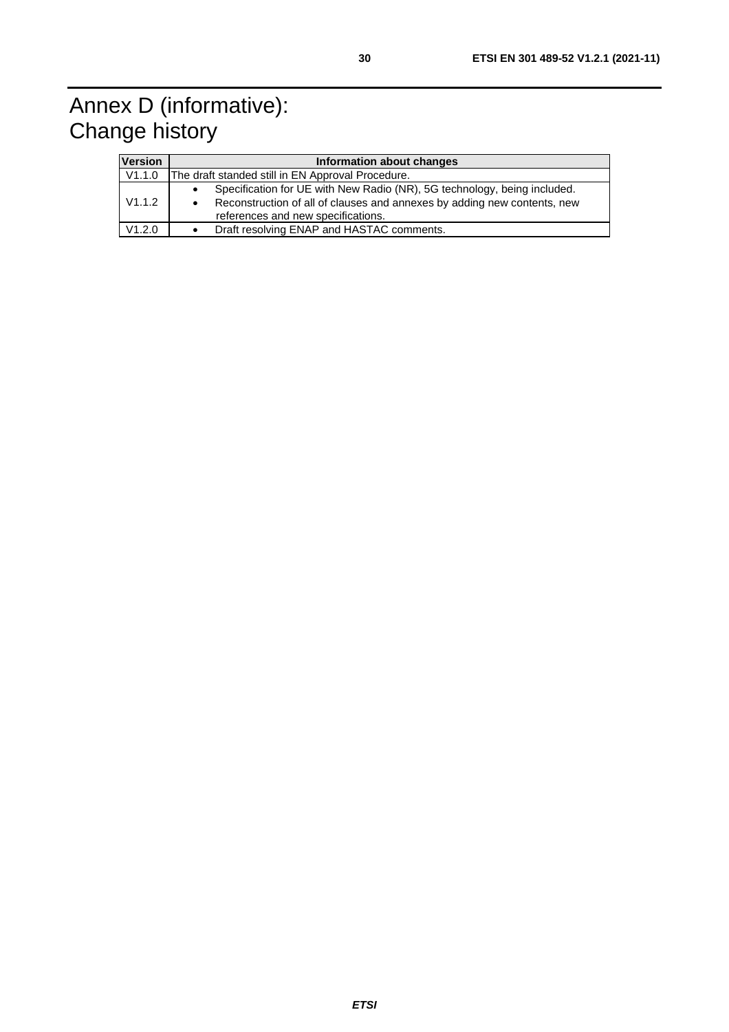# Annex D (informative): Change history

| Version | Information about changes |
| --- | --- |
| V1.1.0 | The draft standed still in EN Approval Procedure. |
| V1.1.2 | • Specification for UE with New Radio (NR), 5G technology, being included.<br>• Reconstruction of all of clauses and annexes by adding new contents, new references and new specifications. |
| V1.2.0 | • Draft resolving ENAP and HASTAC comments. |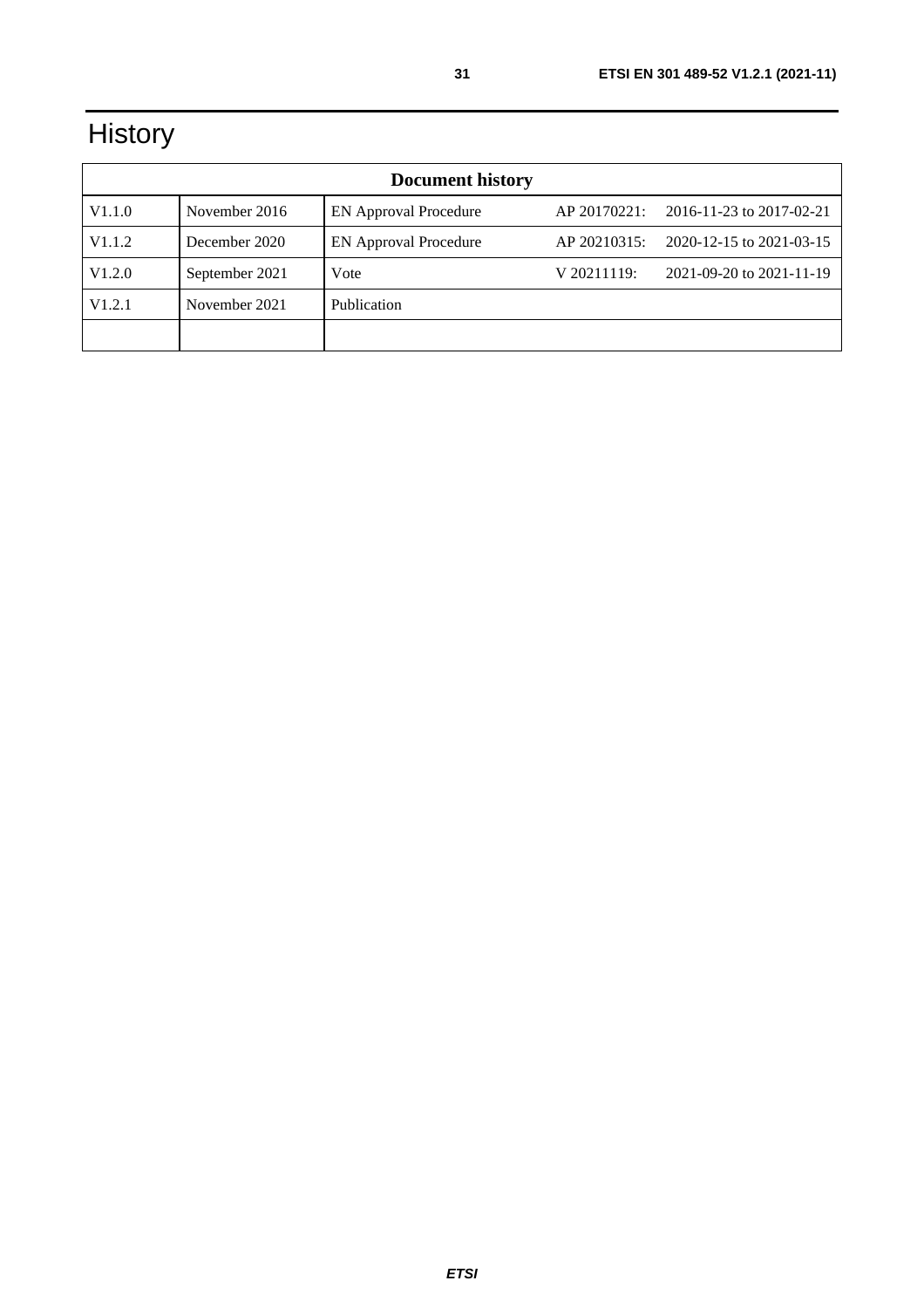# History

| Document history | | | | |
|---|---|---|---|---|
| V1.1.0 | November 2016 | EN Approval Procedure | AP 20170221: | 2016-11-23 to 2017-02-21 |
| V1.1.2 | December 2020 | EN Approval Procedure | AP 20210315: | 2020-12-15 to 2021-03-15 |
| V1.2.0 | September 2021 | Vote | V 20211119: | 2021-09-20 to 2021-11-19 |
| V1.2.1 | November 2021 | Publication | | |
| | | | | |